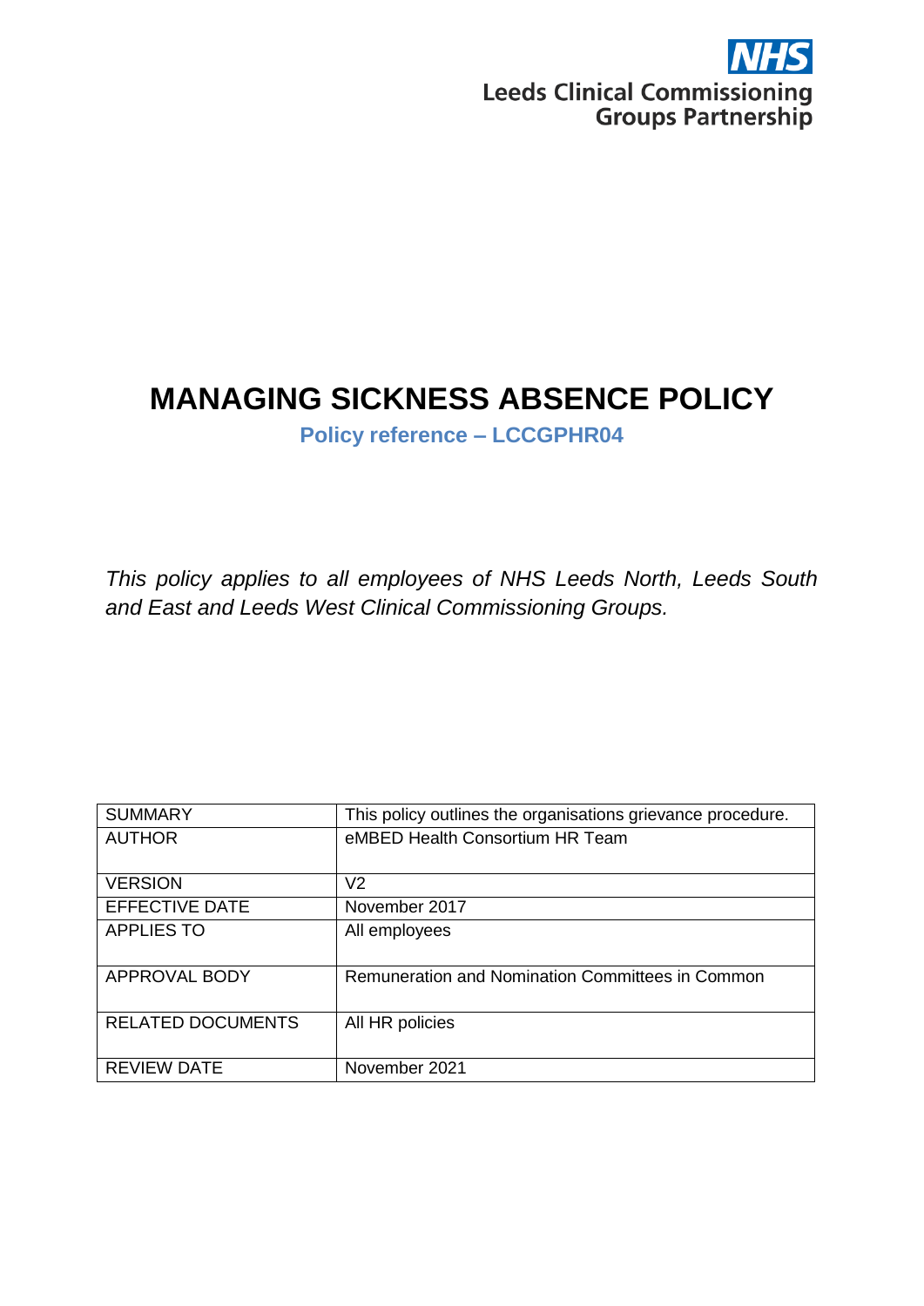NHS
Leeds Clinical Commissioning Groups Partnership

# MANAGING SICKNESS ABSENCE POLICY

**Policy reference – LCCGPHR04**

*This policy applies to all employees of NHS Leeds North, Leeds South and East and Leeds West Clinical Commissioning Groups.*

| SUMMARY | This policy outlines the organisations grievance procedure. |
|---|---|
| AUTHOR | eMBED Health Consortium HR Team |
| VERSION | V2 |
| EFFECTIVE DATE | November 2017 |
| APPLIES TO | All employees |
| APPROVAL BODY | Remuneration and Nomination Committees in Common |
| RELATED DOCUMENTS | All HR policies |
| REVIEW DATE | November 2021 |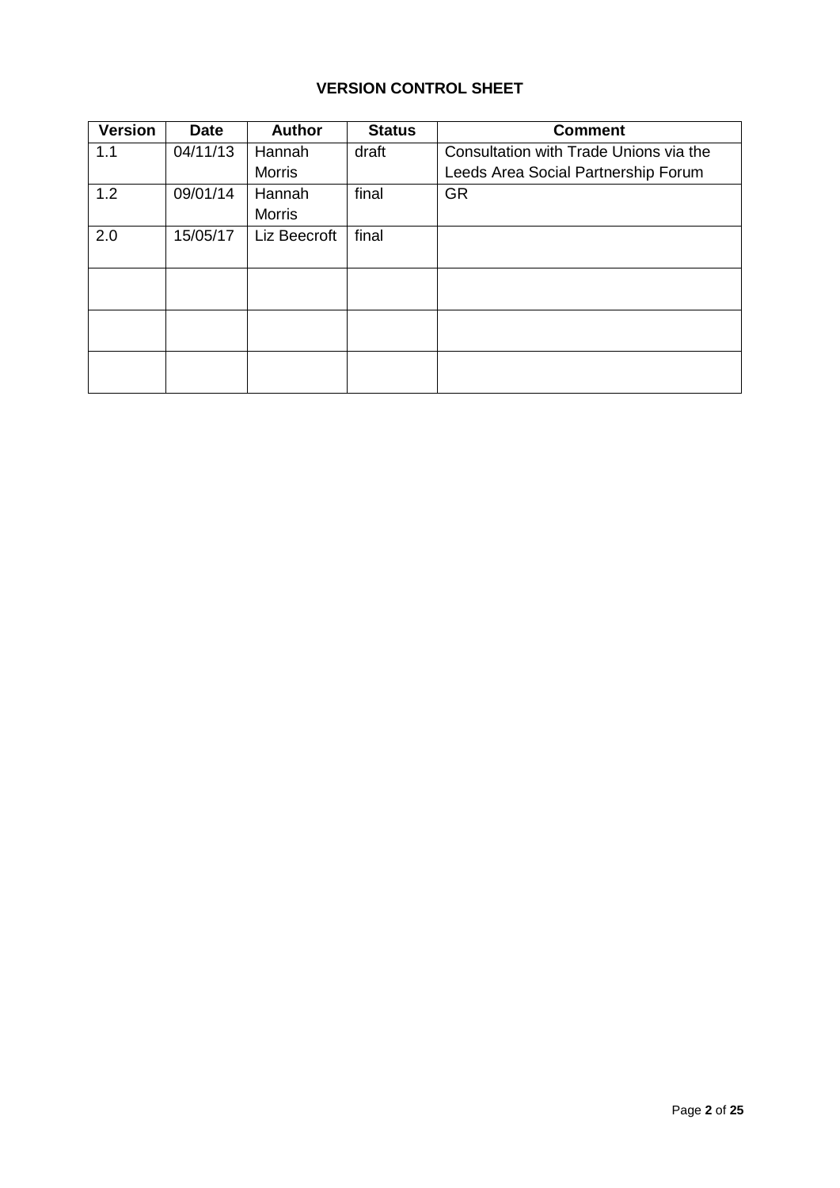**VERSION CONTROL SHEET**

| Version | Date | Author | Status | Comment |
|---|---|---|---|---|
| 1.1 | 04/11/13 | Hannah Morris | draft | Consultation with Trade Unions via the Leeds Area Social Partnership Forum |
| 1.2 | 09/01/14 | Hannah Morris | final | GR |
| 2.0 | 15/05/17 | Liz Beecroft | final | |
| | | | | |
| | | | | |
| | | | | |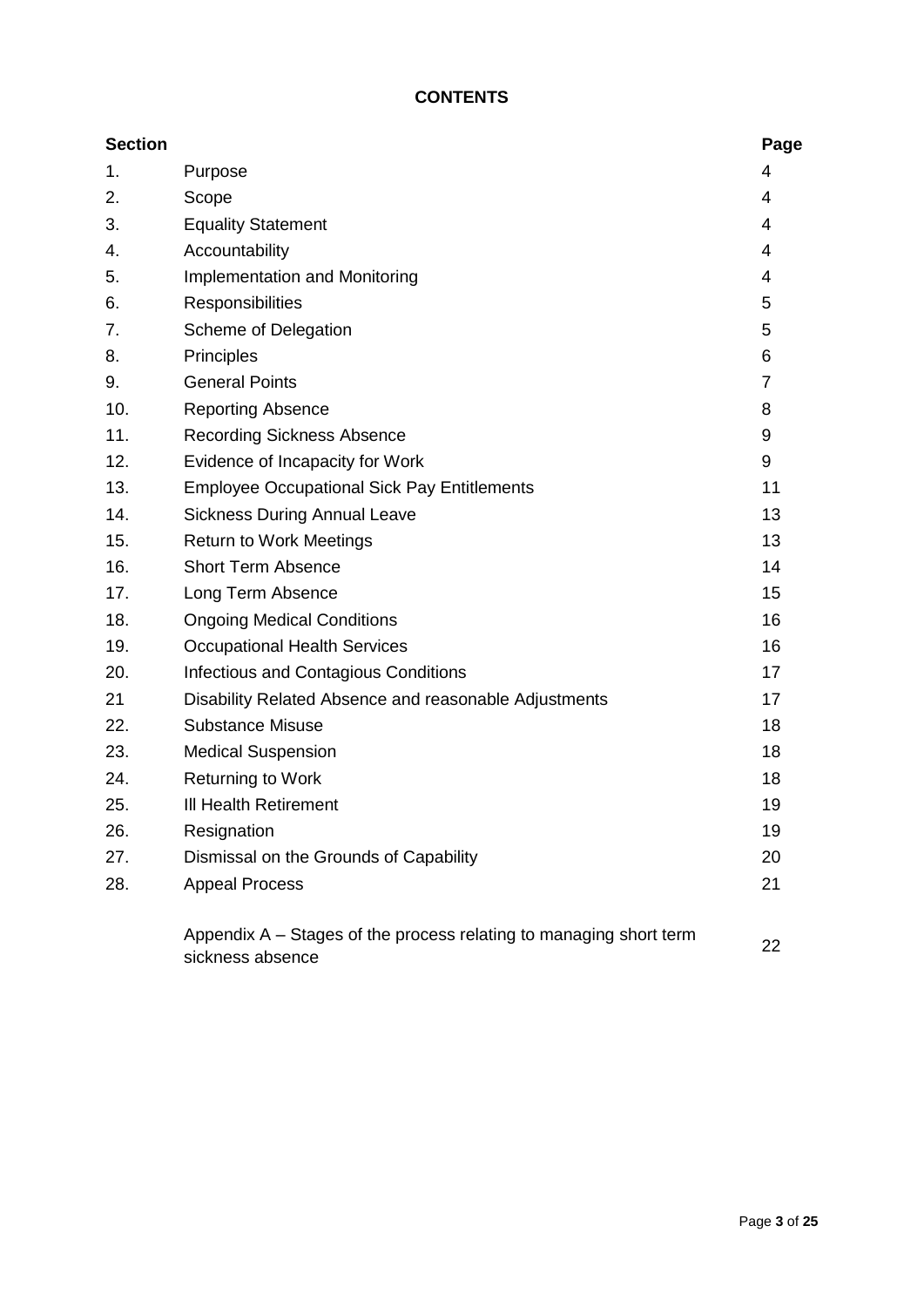## CONTENTS

| Section | | Page |
|---|---|---|
| 1. | Purpose | 4 |
| 2. | Scope | 4 |
| 3. | Equality Statement | 4 |
| 4. | Accountability | 4 |
| 5. | Implementation and Monitoring | 4 |
| 6. | Responsibilities | 5 |
| 7. | Scheme of Delegation | 5 |
| 8. | Principles | 6 |
| 9. | General Points | 7 |
| 10. | Reporting Absence | 8 |
| 11. | Recording Sickness Absence | 9 |
| 12. | Evidence of Incapacity for Work | 9 |
| 13. | Employee Occupational Sick Pay Entitlements | 11 |
| 14. | Sickness During Annual Leave | 13 |
| 15. | Return to Work Meetings | 13 |
| 16. | Short Term Absence | 14 |
| 17. | Long Term Absence | 15 |
| 18. | Ongoing Medical Conditions | 16 |
| 19. | Occupational Health Services | 16 |
| 20. | Infectious and Contagious Conditions | 17 |
| 21 | Disability Related Absence and reasonable Adjustments | 17 |
| 22. | Substance Misuse | 18 |
| 23. | Medical Suspension | 18 |
| 24. | Returning to Work | 18 |
| 25. | Ill Health Retirement | 19 |
| 26. | Resignation | 19 |
| 27. | Dismissal on the Grounds of Capability | 20 |
| 28. | Appeal Process | 21 |
| | Appendix A – Stages of the process relating to managing short term sickness absence | 22 |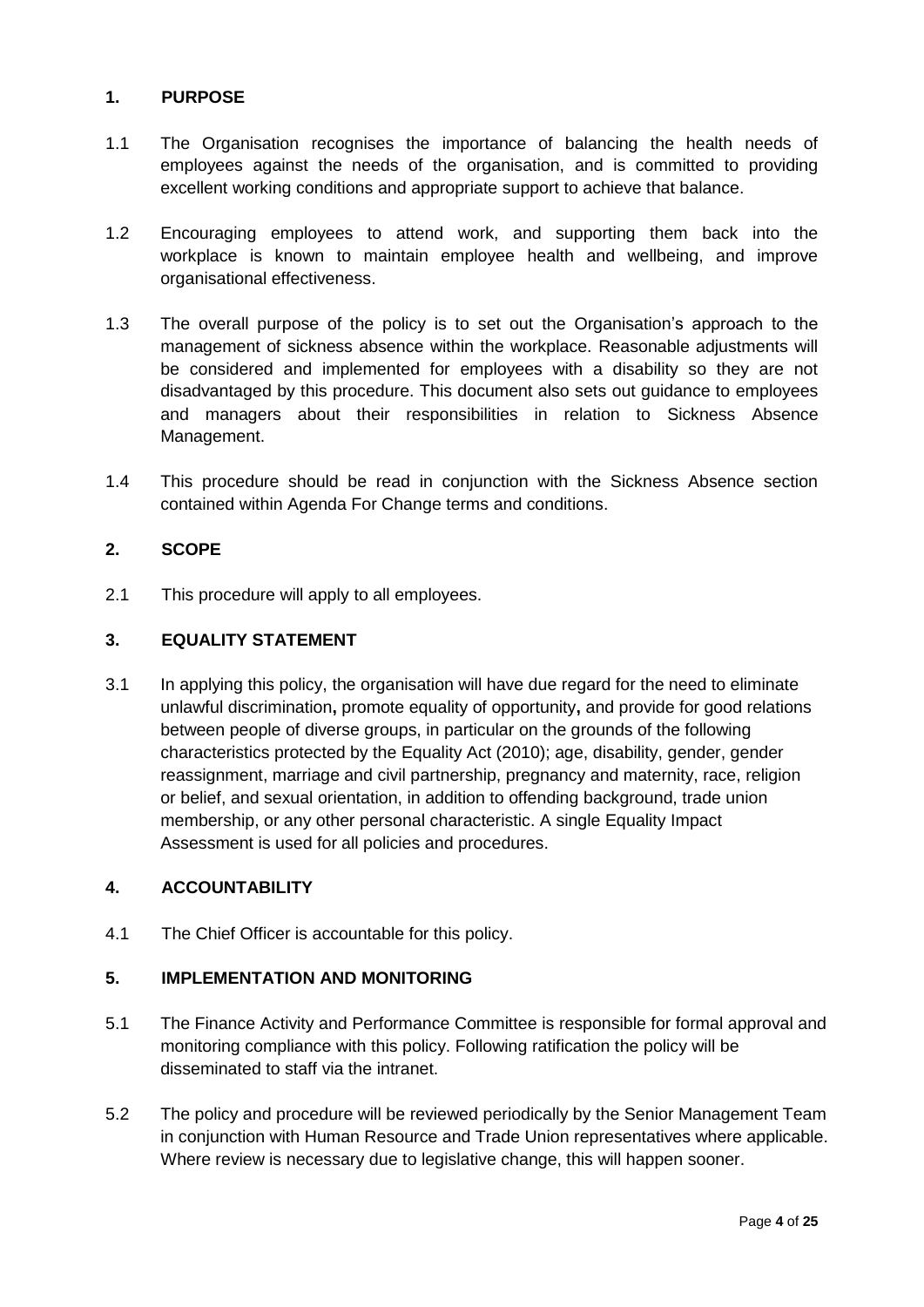## 1. PURPOSE

1.1 The Organisation recognises the importance of balancing the health needs of employees against the needs of the organisation, and is committed to providing excellent working conditions and appropriate support to achieve that balance.

1.2 Encouraging employees to attend work, and supporting them back into the workplace is known to maintain employee health and wellbeing, and improve organisational effectiveness.

1.3 The overall purpose of the policy is to set out the Organisation's approach to the management of sickness absence within the workplace. Reasonable adjustments will be considered and implemented for employees with a disability so they are not disadvantaged by this procedure. This document also sets out guidance to employees and managers about their responsibilities in relation to Sickness Absence Management.

1.4 This procedure should be read in conjunction with the Sickness Absence section contained within Agenda For Change terms and conditions.

## 2. SCOPE

2.1 This procedure will apply to all employees.

## 3. EQUALITY STATEMENT

3.1 In applying this policy, the organisation will have due regard for the need to eliminate unlawful discrimination**,** promote equality of opportunity**,** and provide for good relations between people of diverse groups, in particular on the grounds of the following characteristics protected by the Equality Act (2010); age, disability, gender, gender reassignment, marriage and civil partnership, pregnancy and maternity, race, religion or belief, and sexual orientation, in addition to offending background, trade union membership, or any other personal characteristic. A single Equality Impact Assessment is used for all policies and procedures.

## 4. ACCOUNTABILITY

4.1 The Chief Officer is accountable for this policy.

## 5. IMPLEMENTATION AND MONITORING

5.1 The Finance Activity and Performance Committee is responsible for formal approval and monitoring compliance with this policy. Following ratification the policy will be disseminated to staff via the intranet.

5.2 The policy and procedure will be reviewed periodically by the Senior Management Team in conjunction with Human Resource and Trade Union representatives where applicable. Where review is necessary due to legislative change, this will happen sooner.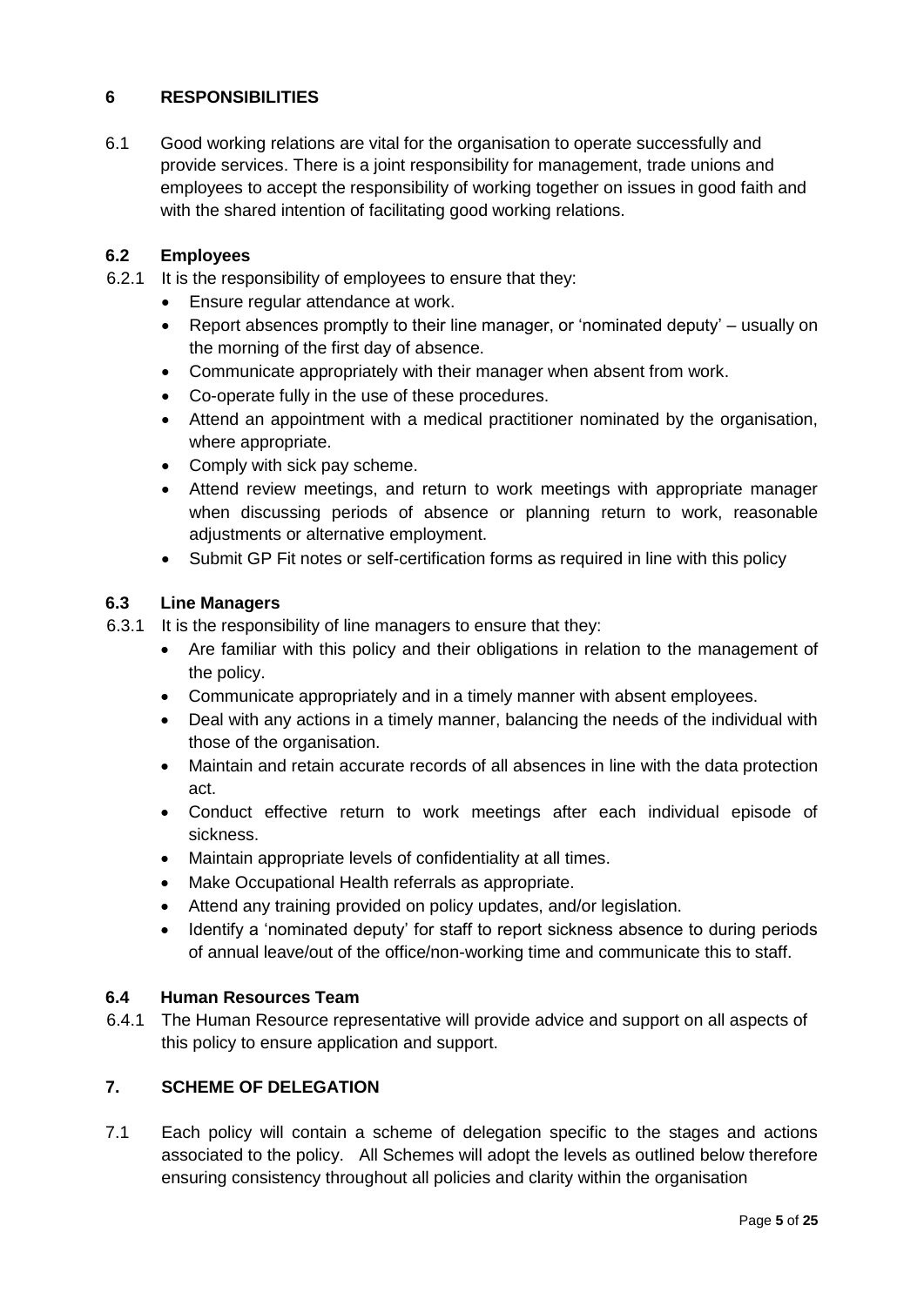## 6 RESPONSIBILITIES

6.1 Good working relations are vital for the organisation to operate successfully and provide services. There is a joint responsibility for management, trade unions and employees to accept the responsibility of working together on issues in good faith and with the shared intention of facilitating good working relations.

### 6.2 Employees

6.2.1 It is the responsibility of employees to ensure that they:

- Ensure regular attendance at work.
- Report absences promptly to their line manager, or 'nominated deputy' – usually on the morning of the first day of absence.
- Communicate appropriately with their manager when absent from work.
- Co-operate fully in the use of these procedures.
- Attend an appointment with a medical practitioner nominated by the organisation, where appropriate.
- Comply with sick pay scheme.
- Attend review meetings, and return to work meetings with appropriate manager when discussing periods of absence or planning return to work, reasonable adjustments or alternative employment.
- Submit GP Fit notes or self-certification forms as required in line with this policy

### 6.3 Line Managers

6.3.1 It is the responsibility of line managers to ensure that they:

- Are familiar with this policy and their obligations in relation to the management of the policy.
- Communicate appropriately and in a timely manner with absent employees.
- Deal with any actions in a timely manner, balancing the needs of the individual with those of the organisation.
- Maintain and retain accurate records of all absences in line with the data protection act.
- Conduct effective return to work meetings after each individual episode of sickness.
- Maintain appropriate levels of confidentiality at all times.
- Make Occupational Health referrals as appropriate.
- Attend any training provided on policy updates, and/or legislation.
- Identify a 'nominated deputy' for staff to report sickness absence to during periods of annual leave/out of the office/non-working time and communicate this to staff.

### 6.4 Human Resources Team

6.4.1 The Human Resource representative will provide advice and support on all aspects of this policy to ensure application and support.

## 7. SCHEME OF DELEGATION

7.1 Each policy will contain a scheme of delegation specific to the stages and actions associated to the policy. All Schemes will adopt the levels as outlined below therefore ensuring consistency throughout all policies and clarity within the organisation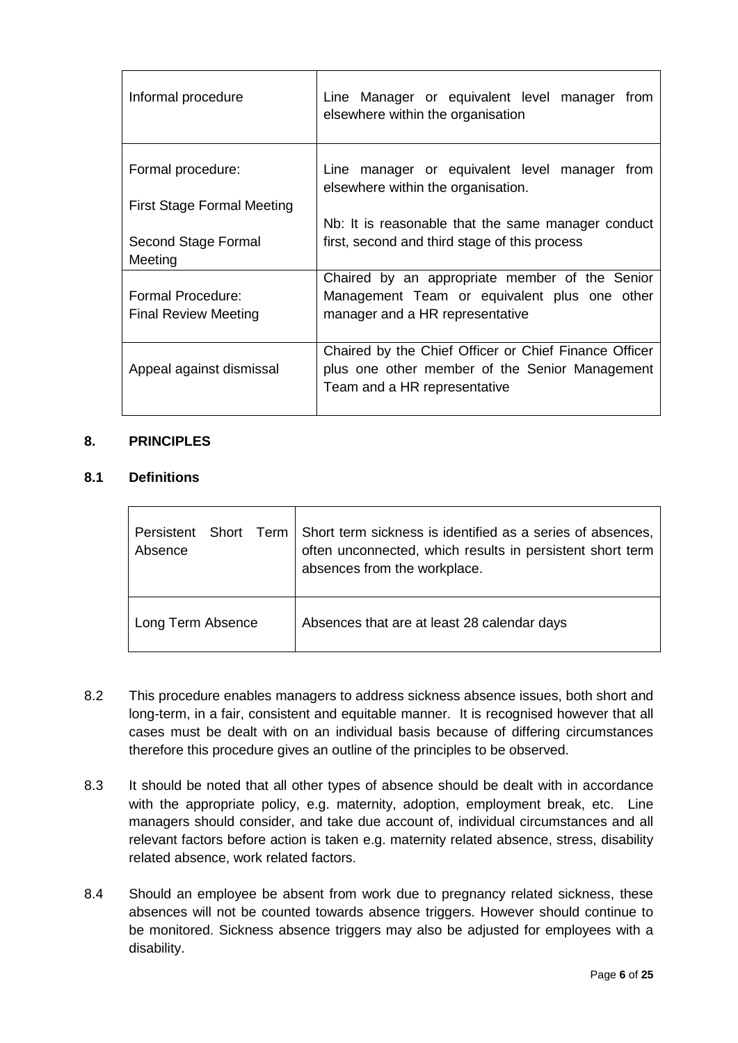| | |
|---|---|
| Informal procedure | Line Manager or equivalent level manager from elsewhere within the organisation |
| Formal procedure:<br><br>First Stage Formal Meeting<br><br>Second Stage Formal Meeting | Line manager or equivalent level manager from elsewhere within the organisation.<br><br>Nb: It is reasonable that the same manager conduct first, second and third stage of this process |
| Formal Procedure:<br>Final Review Meeting | Chaired by an appropriate member of the Senior Management Team or equivalent plus one other manager and a HR representative |
| Appeal against dismissal | Chaired by the Chief Officer or Chief Finance Officer plus one other member of the Senior Management Team and a HR representative |

## 8. PRINCIPLES

### 8.1 Definitions

| | |
|---|---|
| Persistent Short Term Absence | Short term sickness is identified as a series of absences, often unconnected, which results in persistent short term absences from the workplace. |
| Long Term Absence | Absences that are at least 28 calendar days |

8.2 This procedure enables managers to address sickness absence issues, both short and long-term, in a fair, consistent and equitable manner. It is recognised however that all cases must be dealt with on an individual basis because of differing circumstances therefore this procedure gives an outline of the principles to be observed.

8.3 It should be noted that all other types of absence should be dealt with in accordance with the appropriate policy, e.g. maternity, adoption, employment break, etc. Line managers should consider, and take due account of, individual circumstances and all relevant factors before action is taken e.g. maternity related absence, stress, disability related absence, work related factors.

8.4 Should an employee be absent from work due to pregnancy related sickness, these absences will not be counted towards absence triggers. However should continue to be monitored. Sickness absence triggers may also be adjusted for employees with a disability.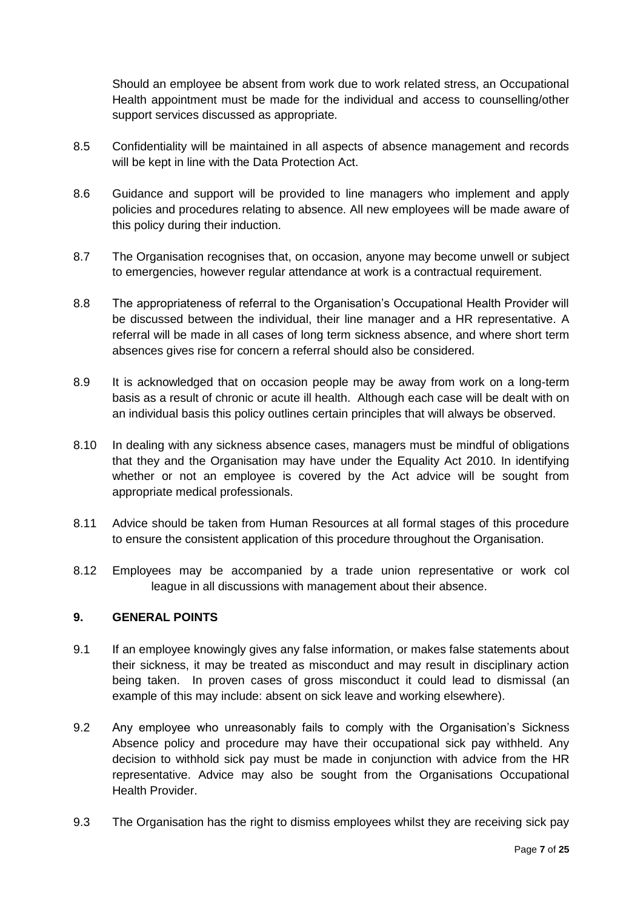Should an employee be absent from work due to work related stress, an Occupational Health appointment must be made for the individual and access to counselling/other support services discussed as appropriate.

8.5 Confidentiality will be maintained in all aspects of absence management and records will be kept in line with the Data Protection Act.

8.6 Guidance and support will be provided to line managers who implement and apply policies and procedures relating to absence. All new employees will be made aware of this policy during their induction.

8.7 The Organisation recognises that, on occasion, anyone may become unwell or subject to emergencies, however regular attendance at work is a contractual requirement.

8.8 The appropriateness of referral to the Organisation's Occupational Health Provider will be discussed between the individual, their line manager and a HR representative. A referral will be made in all cases of long term sickness absence, and where short term absences gives rise for concern a referral should also be considered.

8.9 It is acknowledged that on occasion people may be away from work on a long-term basis as a result of chronic or acute ill health. Although each case will be dealt with on an individual basis this policy outlines certain principles that will always be observed.

8.10 In dealing with any sickness absence cases, managers must be mindful of obligations that they and the Organisation may have under the Equality Act 2010. In identifying whether or not an employee is covered by the Act advice will be sought from appropriate medical professionals.

8.11 Advice should be taken from Human Resources at all formal stages of this procedure to ensure the consistent application of this procedure throughout the Organisation.

8.12 Employees may be accompanied by a trade union representative or work col league in all discussions with management about their absence.

## 9. GENERAL POINTS

9.1 If an employee knowingly gives any false information, or makes false statements about their sickness, it may be treated as misconduct and may result in disciplinary action being taken. In proven cases of gross misconduct it could lead to dismissal (an example of this may include: absent on sick leave and working elsewhere).

9.2 Any employee who unreasonably fails to comply with the Organisation's Sickness Absence policy and procedure may have their occupational sick pay withheld. Any decision to withhold sick pay must be made in conjunction with advice from the HR representative. Advice may also be sought from the Organisations Occupational Health Provider.

9.3 The Organisation has the right to dismiss employees whilst they are receiving sick pay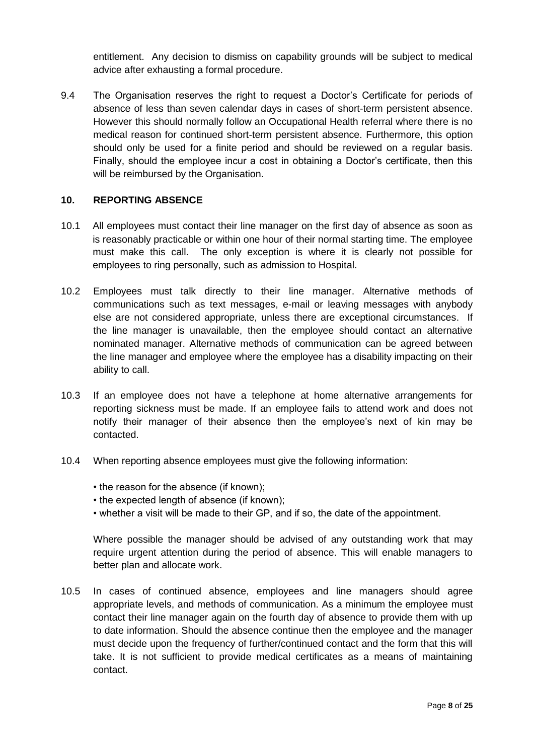entitlement. Any decision to dismiss on capability grounds will be subject to medical advice after exhausting a formal procedure.

9.4 The Organisation reserves the right to request a Doctor's Certificate for periods of absence of less than seven calendar days in cases of short-term persistent absence. However this should normally follow an Occupational Health referral where there is no medical reason for continued short-term persistent absence. Furthermore, this option should only be used for a finite period and should be reviewed on a regular basis. Finally, should the employee incur a cost in obtaining a Doctor's certificate, then this will be reimbursed by the Organisation.

## 10. REPORTING ABSENCE

10.1 All employees must contact their line manager on the first day of absence as soon as is reasonably practicable or within one hour of their normal starting time. The employee must make this call. The only exception is where it is clearly not possible for employees to ring personally, such as admission to Hospital.

10.2 Employees must talk directly to their line manager. Alternative methods of communications such as text messages, e-mail or leaving messages with anybody else are not considered appropriate, unless there are exceptional circumstances. If the line manager is unavailable, then the employee should contact an alternative nominated manager. Alternative methods of communication can be agreed between the line manager and employee where the employee has a disability impacting on their ability to call.

10.3 If an employee does not have a telephone at home alternative arrangements for reporting sickness must be made. If an employee fails to attend work and does not notify their manager of their absence then the employee's next of kin may be contacted.

10.4 When reporting absence employees must give the following information:

- the reason for the absence (if known);
- the expected length of absence (if known);
- whether a visit will be made to their GP, and if so, the date of the appointment.

Where possible the manager should be advised of any outstanding work that may require urgent attention during the period of absence. This will enable managers to better plan and allocate work.

10.5 In cases of continued absence, employees and line managers should agree appropriate levels, and methods of communication. As a minimum the employee must contact their line manager again on the fourth day of absence to provide them with up to date information. Should the absence continue then the employee and the manager must decide upon the frequency of further/continued contact and the form that this will take. It is not sufficient to provide medical certificates as a means of maintaining contact.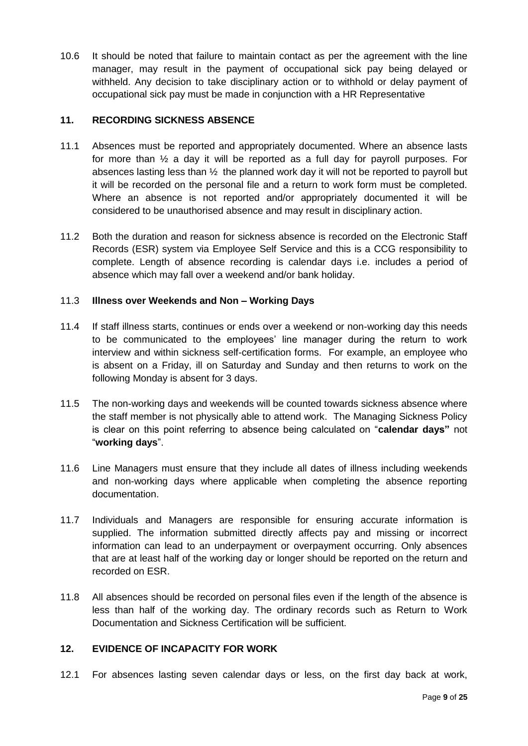10.6 It should be noted that failure to maintain contact as per the agreement with the line manager, may result in the payment of occupational sick pay being delayed or withheld. Any decision to take disciplinary action or to withhold or delay payment of occupational sick pay must be made in conjunction with a HR Representative

## 11. RECORDING SICKNESS ABSENCE

11.1 Absences must be reported and appropriately documented. Where an absence lasts for more than ½ a day it will be reported as a full day for payroll purposes. For absences lasting less than ½ the planned work day it will not be reported to payroll but it will be recorded on the personal file and a return to work form must be completed. Where an absence is not reported and/or appropriately documented it will be considered to be unauthorised absence and may result in disciplinary action.

11.2 Both the duration and reason for sickness absence is recorded on the Electronic Staff Records (ESR) system via Employee Self Service and this is a CCG responsibility to complete. Length of absence recording is calendar days i.e. includes a period of absence which may fall over a weekend and/or bank holiday.

11.3 **Illness over Weekends and Non – Working Days**

11.4 If staff illness starts, continues or ends over a weekend or non-working day this needs to be communicated to the employees' line manager during the return to work interview and within sickness self-certification forms. For example, an employee who is absent on a Friday, ill on Saturday and Sunday and then returns to work on the following Monday is absent for 3 days.

11.5 The non-working days and weekends will be counted towards sickness absence where the staff member is not physically able to attend work. The Managing Sickness Policy is clear on this point referring to absence being calculated on "**calendar days"** not "**working days**".

11.6 Line Managers must ensure that they include all dates of illness including weekends and non-working days where applicable when completing the absence reporting documentation.

11.7 Individuals and Managers are responsible for ensuring accurate information is supplied. The information submitted directly affects pay and missing or incorrect information can lead to an underpayment or overpayment occurring. Only absences that are at least half of the working day or longer should be reported on the return and recorded on ESR.

11.8 All absences should be recorded on personal files even if the length of the absence is less than half of the working day. The ordinary records such as Return to Work Documentation and Sickness Certification will be sufficient.

## 12. EVIDENCE OF INCAPACITY FOR WORK

12.1 For absences lasting seven calendar days or less, on the first day back at work,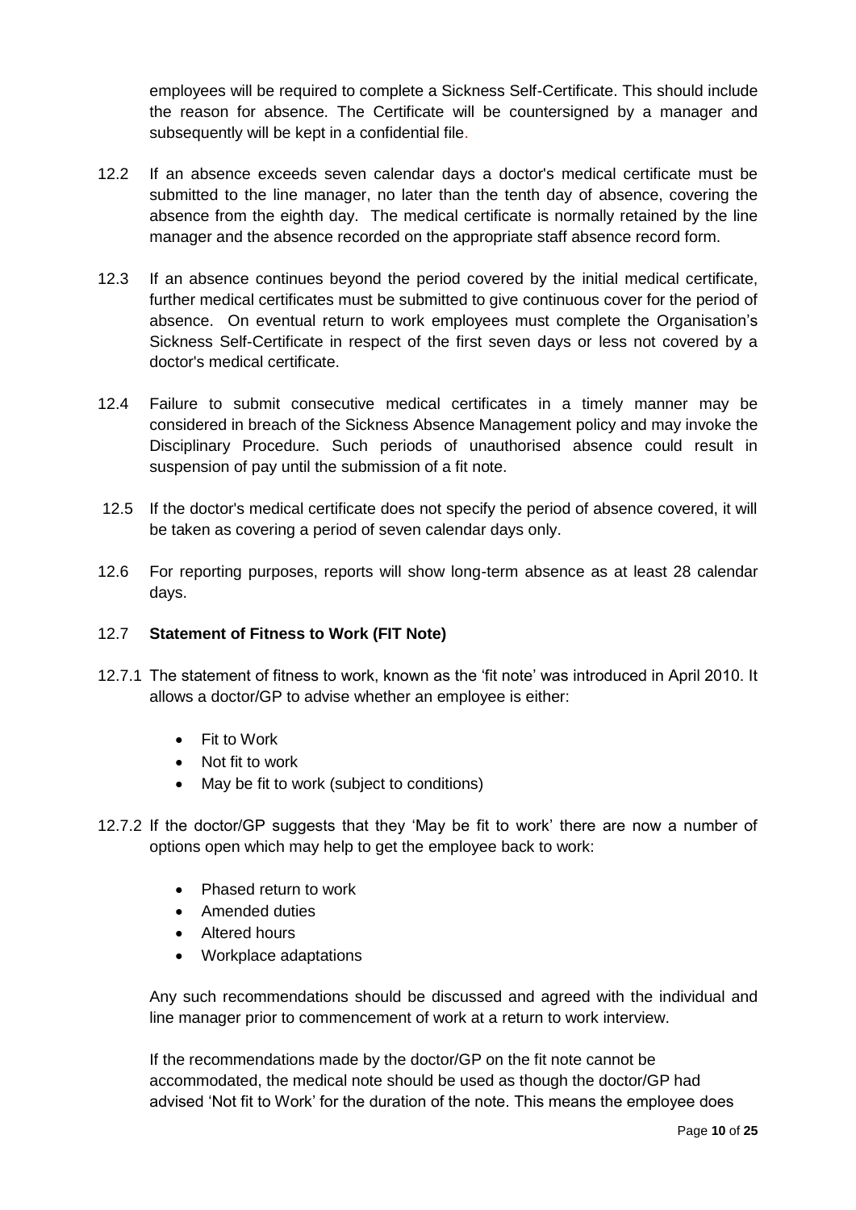employees will be required to complete a Sickness Self-Certificate. This should include the reason for absence. The Certificate will be countersigned by a manager and subsequently will be kept in a confidential file.

12.2 If an absence exceeds seven calendar days a doctor's medical certificate must be submitted to the line manager, no later than the tenth day of absence, covering the absence from the eighth day. The medical certificate is normally retained by the line manager and the absence recorded on the appropriate staff absence record form.

12.3 If an absence continues beyond the period covered by the initial medical certificate, further medical certificates must be submitted to give continuous cover for the period of absence. On eventual return to work employees must complete the Organisation's Sickness Self-Certificate in respect of the first seven days or less not covered by a doctor's medical certificate.

12.4 Failure to submit consecutive medical certificates in a timely manner may be considered in breach of the Sickness Absence Management policy and may invoke the Disciplinary Procedure. Such periods of unauthorised absence could result in suspension of pay until the submission of a fit note.

12.5 If the doctor's medical certificate does not specify the period of absence covered, it will be taken as covering a period of seven calendar days only.

12.6 For reporting purposes, reports will show long-term absence as at least 28 calendar days.

### 12.7 Statement of Fitness to Work (FIT Note)

12.7.1 The statement of fitness to work, known as the 'fit note' was introduced in April 2010. It allows a doctor/GP to advise whether an employee is either:

- Fit to Work
- Not fit to work
- May be fit to work (subject to conditions)

12.7.2 If the doctor/GP suggests that they 'May be fit to work' there are now a number of options open which may help to get the employee back to work:

- Phased return to work
- Amended duties
- Altered hours
- Workplace adaptations

Any such recommendations should be discussed and agreed with the individual and line manager prior to commencement of work at a return to work interview.

If the recommendations made by the doctor/GP on the fit note cannot be accommodated, the medical note should be used as though the doctor/GP had advised 'Not fit to Work' for the duration of the note. This means the employee does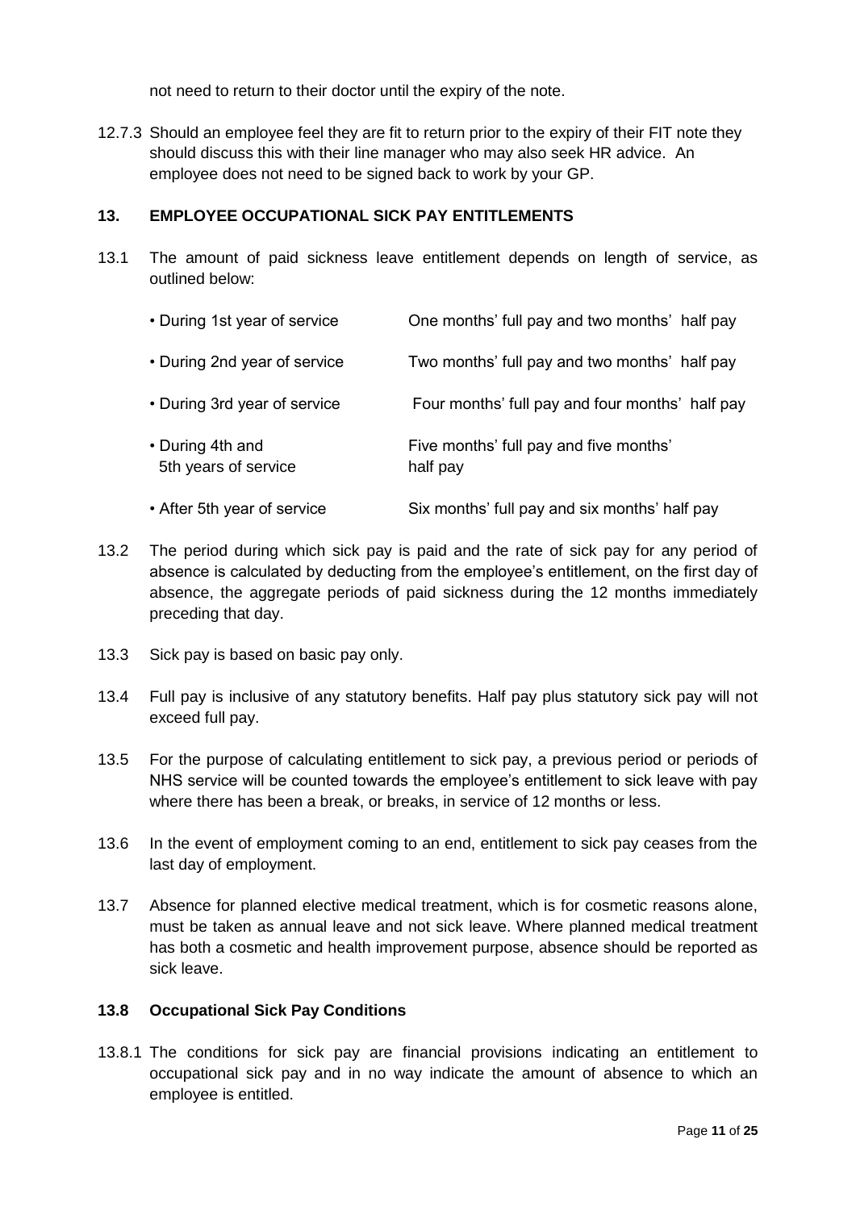not need to return to their doctor until the expiry of the note.

12.7.3 Should an employee feel they are fit to return prior to the expiry of their FIT note they should discuss this with their line manager who may also seek HR advice. An employee does not need to be signed back to work by your GP.

## 13. EMPLOYEE OCCUPATIONAL SICK PAY ENTITLEMENTS

13.1 The amount of paid sickness leave entitlement depends on length of service, as outlined below:

| | |
|---|---|
| • During 1st year of service | One months' full pay and two months' half pay |
| • During 2nd year of service | Two months' full pay and two months' half pay |
| • During 3rd year of service | Four months' full pay and four months' half pay |
| • During 4th and 5th years of service | Five months' full pay and five months' half pay |
| • After 5th year of service | Six months' full pay and six months' half pay |

13.2 The period during which sick pay is paid and the rate of sick pay for any period of absence is calculated by deducting from the employee's entitlement, on the first day of absence, the aggregate periods of paid sickness during the 12 months immediately preceding that day.

13.3 Sick pay is based on basic pay only.

13.4 Full pay is inclusive of any statutory benefits. Half pay plus statutory sick pay will not exceed full pay.

13.5 For the purpose of calculating entitlement to sick pay, a previous period or periods of NHS service will be counted towards the employee's entitlement to sick leave with pay where there has been a break, or breaks, in service of 12 months or less.

13.6 In the event of employment coming to an end, entitlement to sick pay ceases from the last day of employment.

13.7 Absence for planned elective medical treatment, which is for cosmetic reasons alone, must be taken as annual leave and not sick leave. Where planned medical treatment has both a cosmetic and health improvement purpose, absence should be reported as sick leave.

### 13.8 Occupational Sick Pay Conditions

13.8.1 The conditions for sick pay are financial provisions indicating an entitlement to occupational sick pay and in no way indicate the amount of absence to which an employee is entitled.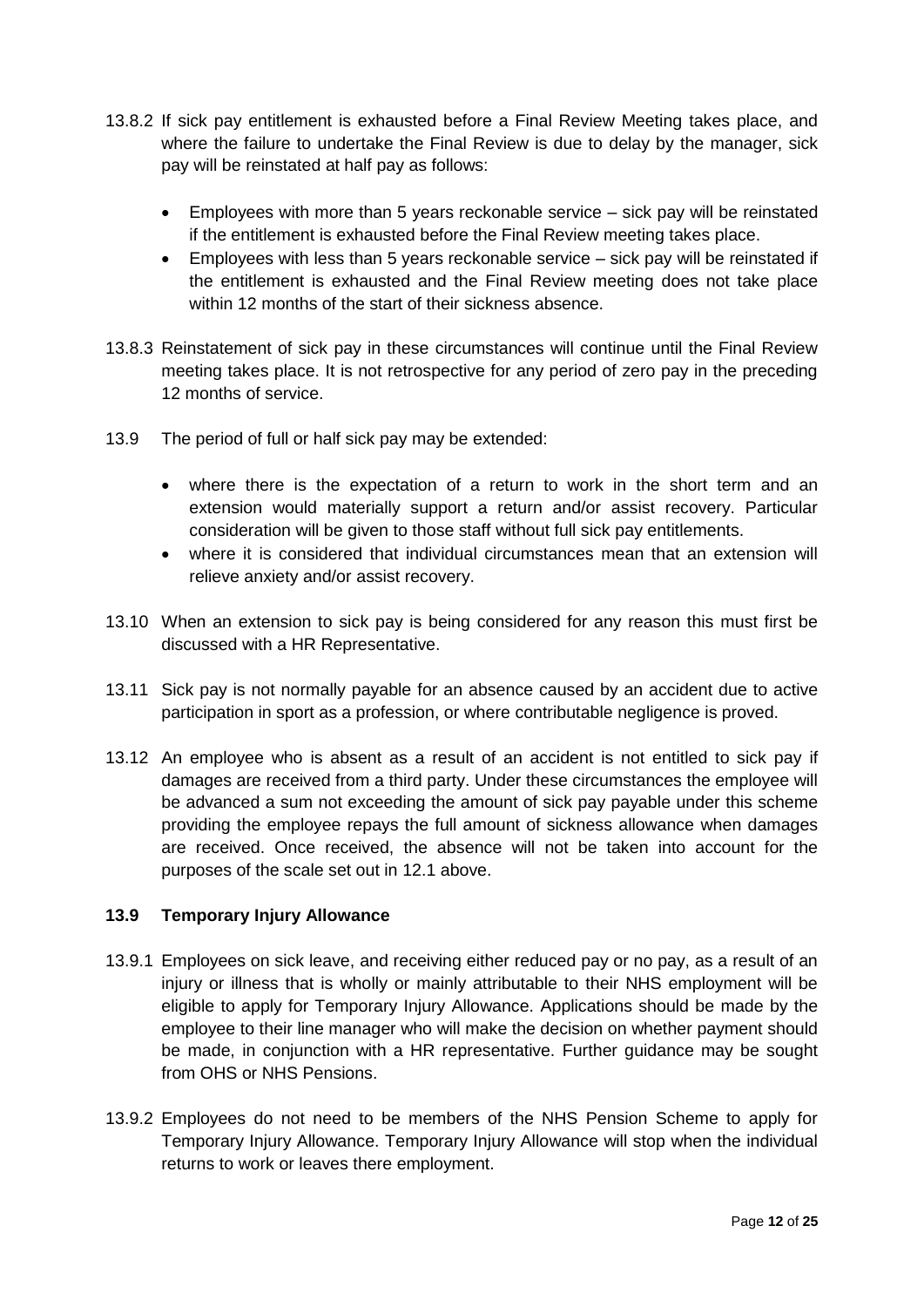13.8.2 If sick pay entitlement is exhausted before a Final Review Meeting takes place, and where the failure to undertake the Final Review is due to delay by the manager, sick pay will be reinstated at half pay as follows:

- Employees with more than 5 years reckonable service – sick pay will be reinstated if the entitlement is exhausted before the Final Review meeting takes place.
- Employees with less than 5 years reckonable service – sick pay will be reinstated if the entitlement is exhausted and the Final Review meeting does not take place within 12 months of the start of their sickness absence.

13.8.3 Reinstatement of sick pay in these circumstances will continue until the Final Review meeting takes place. It is not retrospective for any period of zero pay in the preceding 12 months of service.

13.9 The period of full or half sick pay may be extended:

- where there is the expectation of a return to work in the short term and an extension would materially support a return and/or assist recovery. Particular consideration will be given to those staff without full sick pay entitlements.
- where it is considered that individual circumstances mean that an extension will relieve anxiety and/or assist recovery.

13.10 When an extension to sick pay is being considered for any reason this must first be discussed with a HR Representative.

13.11 Sick pay is not normally payable for an absence caused by an accident due to active participation in sport as a profession, or where contributable negligence is proved.

13.12 An employee who is absent as a result of an accident is not entitled to sick pay if damages are received from a third party. Under these circumstances the employee will be advanced a sum not exceeding the amount of sick pay payable under this scheme providing the employee repays the full amount of sickness allowance when damages are received. Once received, the absence will not be taken into account for the purposes of the scale set out in 12.1 above.

### 13.9 Temporary Injury Allowance

13.9.1 Employees on sick leave, and receiving either reduced pay or no pay, as a result of an injury or illness that is wholly or mainly attributable to their NHS employment will be eligible to apply for Temporary Injury Allowance. Applications should be made by the employee to their line manager who will make the decision on whether payment should be made, in conjunction with a HR representative. Further guidance may be sought from OHS or NHS Pensions.

13.9.2 Employees do not need to be members of the NHS Pension Scheme to apply for Temporary Injury Allowance. Temporary Injury Allowance will stop when the individual returns to work or leaves there employment.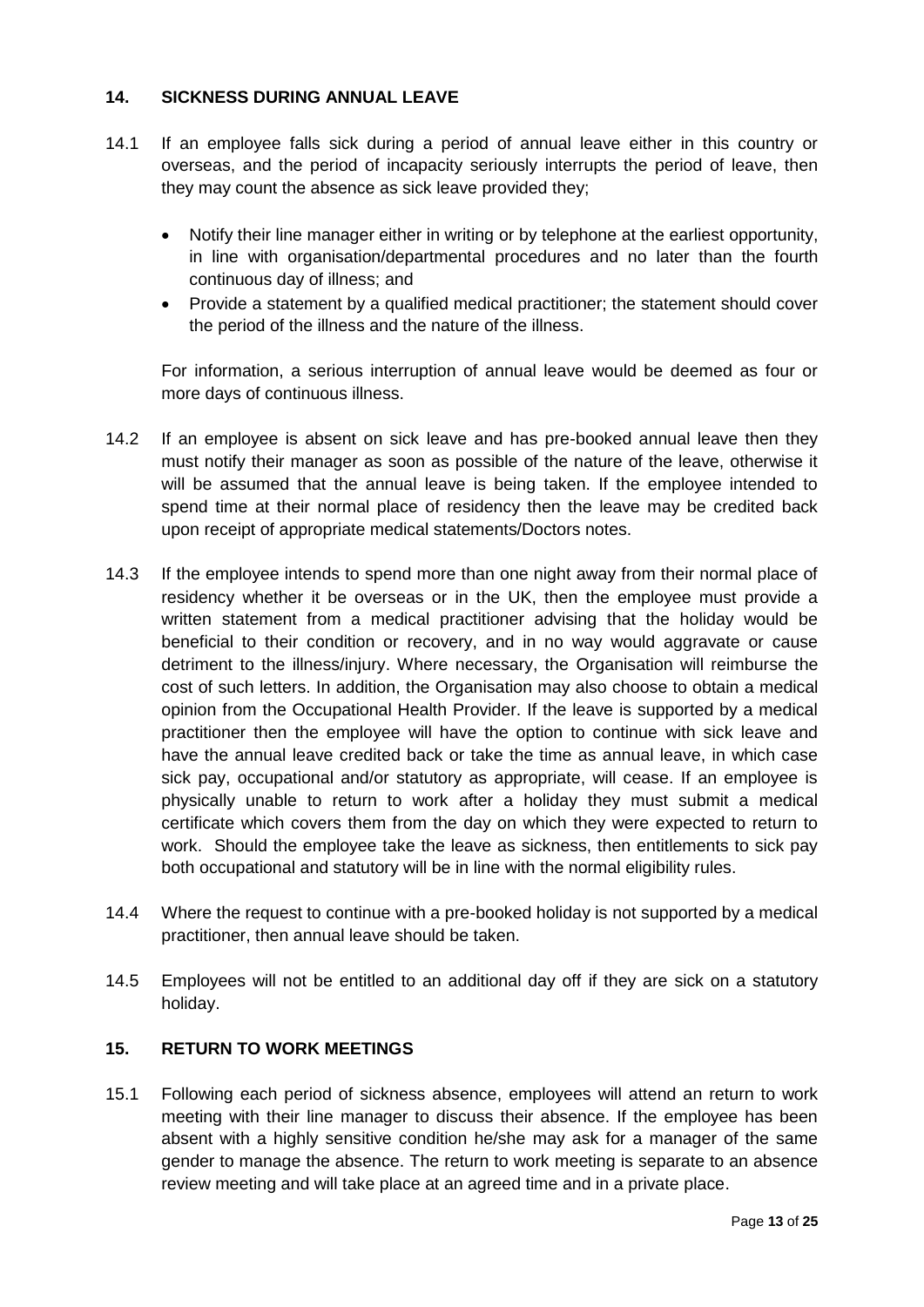## 14. SICKNESS DURING ANNUAL LEAVE

14.1 If an employee falls sick during a period of annual leave either in this country or overseas, and the period of incapacity seriously interrupts the period of leave, then they may count the absence as sick leave provided they;

- Notify their line manager either in writing or by telephone at the earliest opportunity, in line with organisation/departmental procedures and no later than the fourth continuous day of illness; and
- Provide a statement by a qualified medical practitioner; the statement should cover the period of the illness and the nature of the illness.

For information, a serious interruption of annual leave would be deemed as four or more days of continuous illness.

14.2 If an employee is absent on sick leave and has pre-booked annual leave then they must notify their manager as soon as possible of the nature of the leave, otherwise it will be assumed that the annual leave is being taken. If the employee intended to spend time at their normal place of residency then the leave may be credited back upon receipt of appropriate medical statements/Doctors notes.

14.3 If the employee intends to spend more than one night away from their normal place of residency whether it be overseas or in the UK, then the employee must provide a written statement from a medical practitioner advising that the holiday would be beneficial to their condition or recovery, and in no way would aggravate or cause detriment to the illness/injury. Where necessary, the Organisation will reimburse the cost of such letters. In addition, the Organisation may also choose to obtain a medical opinion from the Occupational Health Provider. If the leave is supported by a medical practitioner then the employee will have the option to continue with sick leave and have the annual leave credited back or take the time as annual leave, in which case sick pay, occupational and/or statutory as appropriate, will cease. If an employee is physically unable to return to work after a holiday they must submit a medical certificate which covers them from the day on which they were expected to return to work. Should the employee take the leave as sickness, then entitlements to sick pay both occupational and statutory will be in line with the normal eligibility rules.

14.4 Where the request to continue with a pre-booked holiday is not supported by a medical practitioner, then annual leave should be taken.

14.5 Employees will not be entitled to an additional day off if they are sick on a statutory holiday.

## 15. RETURN TO WORK MEETINGS

15.1 Following each period of sickness absence, employees will attend an return to work meeting with their line manager to discuss their absence. If the employee has been absent with a highly sensitive condition he/she may ask for a manager of the same gender to manage the absence. The return to work meeting is separate to an absence review meeting and will take place at an agreed time and in a private place.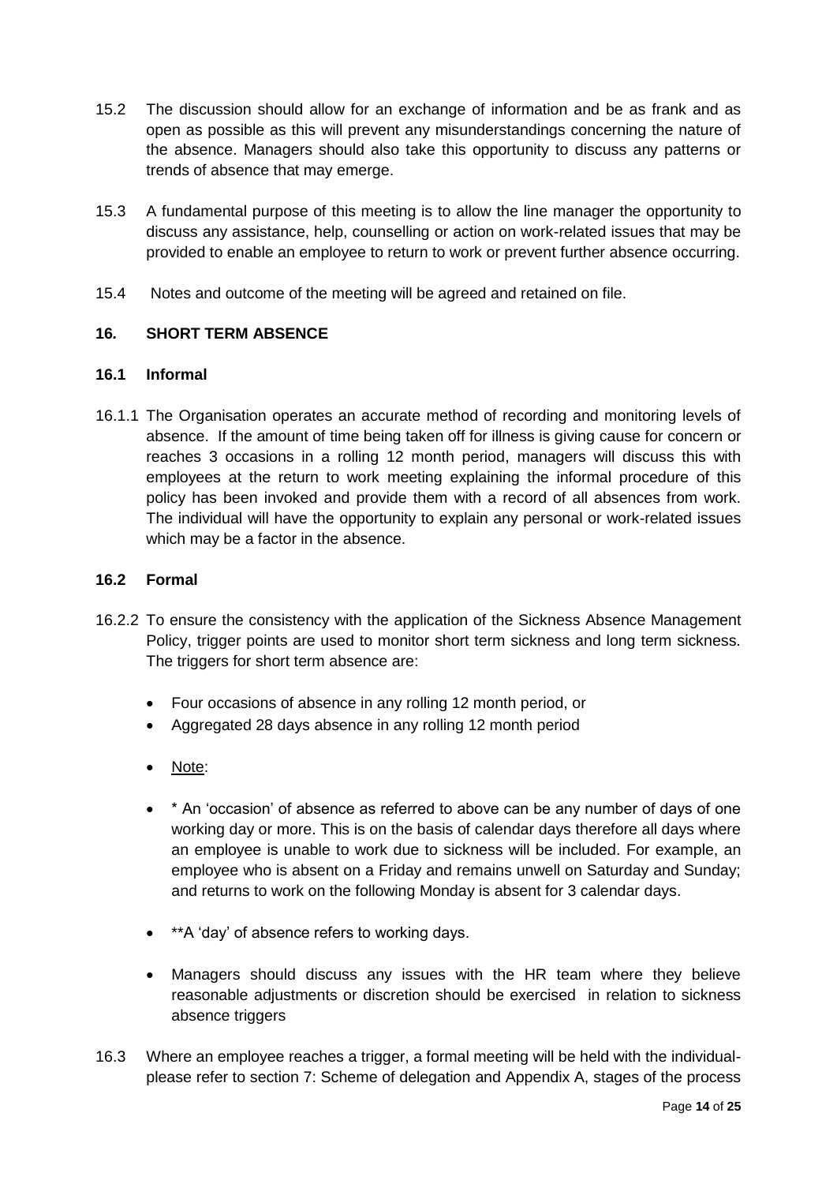15.2 The discussion should allow for an exchange of information and be as frank and as open as possible as this will prevent any misunderstandings concerning the nature of the absence. Managers should also take this opportunity to discuss any patterns or trends of absence that may emerge.

15.3 A fundamental purpose of this meeting is to allow the line manager the opportunity to discuss any assistance, help, counselling or action on work-related issues that may be provided to enable an employee to return to work or prevent further absence occurring.

15.4 Notes and outcome of the meeting will be agreed and retained on file.

## 16. SHORT TERM ABSENCE

### 16.1 Informal

16.1.1 The Organisation operates an accurate method of recording and monitoring levels of absence. If the amount of time being taken off for illness is giving cause for concern or reaches 3 occasions in a rolling 12 month period, managers will discuss this with employees at the return to work meeting explaining the informal procedure of this policy has been invoked and provide them with a record of all absences from work. The individual will have the opportunity to explain any personal or work-related issues which may be a factor in the absence.

### 16.2 Formal

16.2.2 To ensure the consistency with the application of the Sickness Absence Management Policy, trigger points are used to monitor short term sickness and long term sickness. The triggers for short term absence are:

- Four occasions of absence in any rolling 12 month period, or
- Aggregated 28 days absence in any rolling 12 month period
- <u>Note</u>:
- * An 'occasion' of absence as referred to above can be any number of days of one working day or more. This is on the basis of calendar days therefore all days where an employee is unable to work due to sickness will be included. For example, an employee who is absent on a Friday and remains unwell on Saturday and Sunday; and returns to work on the following Monday is absent for 3 calendar days.
- **A 'day' of absence refers to working days.
- Managers should discuss any issues with the HR team where they believe reasonable adjustments or discretion should be exercised in relation to sickness absence triggers

16.3 Where an employee reaches a trigger, a formal meeting will be held with the individual- please refer to section 7: Scheme of delegation and Appendix A, stages of the process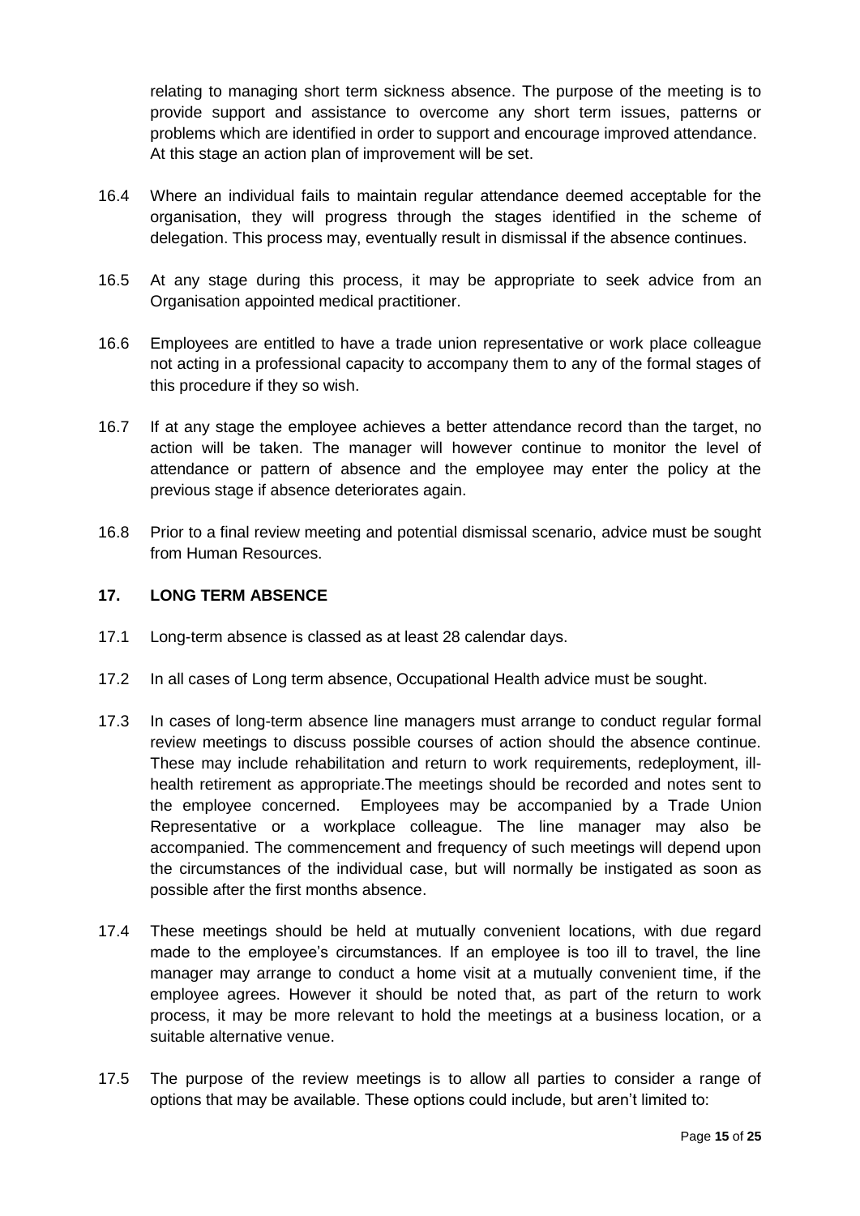relating to managing short term sickness absence. The purpose of the meeting is to provide support and assistance to overcome any short term issues, patterns or problems which are identified in order to support and encourage improved attendance. At this stage an action plan of improvement will be set.

16.4 Where an individual fails to maintain regular attendance deemed acceptable for the organisation, they will progress through the stages identified in the scheme of delegation. This process may, eventually result in dismissal if the absence continues.

16.5 At any stage during this process, it may be appropriate to seek advice from an Organisation appointed medical practitioner.

16.6 Employees are entitled to have a trade union representative or work place colleague not acting in a professional capacity to accompany them to any of the formal stages of this procedure if they so wish.

16.7 If at any stage the employee achieves a better attendance record than the target, no action will be taken. The manager will however continue to monitor the level of attendance or pattern of absence and the employee may enter the policy at the previous stage if absence deteriorates again.

16.8 Prior to a final review meeting and potential dismissal scenario, advice must be sought from Human Resources.

## 17. LONG TERM ABSENCE

17.1 Long-term absence is classed as at least 28 calendar days.

17.2 In all cases of Long term absence, Occupational Health advice must be sought.

17.3 In cases of long-term absence line managers must arrange to conduct regular formal review meetings to discuss possible courses of action should the absence continue. These may include rehabilitation and return to work requirements, redeployment, ill-health retirement as appropriate.The meetings should be recorded and notes sent to the employee concerned. Employees may be accompanied by a Trade Union Representative or a workplace colleague. The line manager may also be accompanied. The commencement and frequency of such meetings will depend upon the circumstances of the individual case, but will normally be instigated as soon as possible after the first months absence.

17.4 These meetings should be held at mutually convenient locations, with due regard made to the employee's circumstances. If an employee is too ill to travel, the line manager may arrange to conduct a home visit at a mutually convenient time, if the employee agrees. However it should be noted that, as part of the return to work process, it may be more relevant to hold the meetings at a business location, or a suitable alternative venue.

17.5 The purpose of the review meetings is to allow all parties to consider a range of options that may be available. These options could include, but aren't limited to: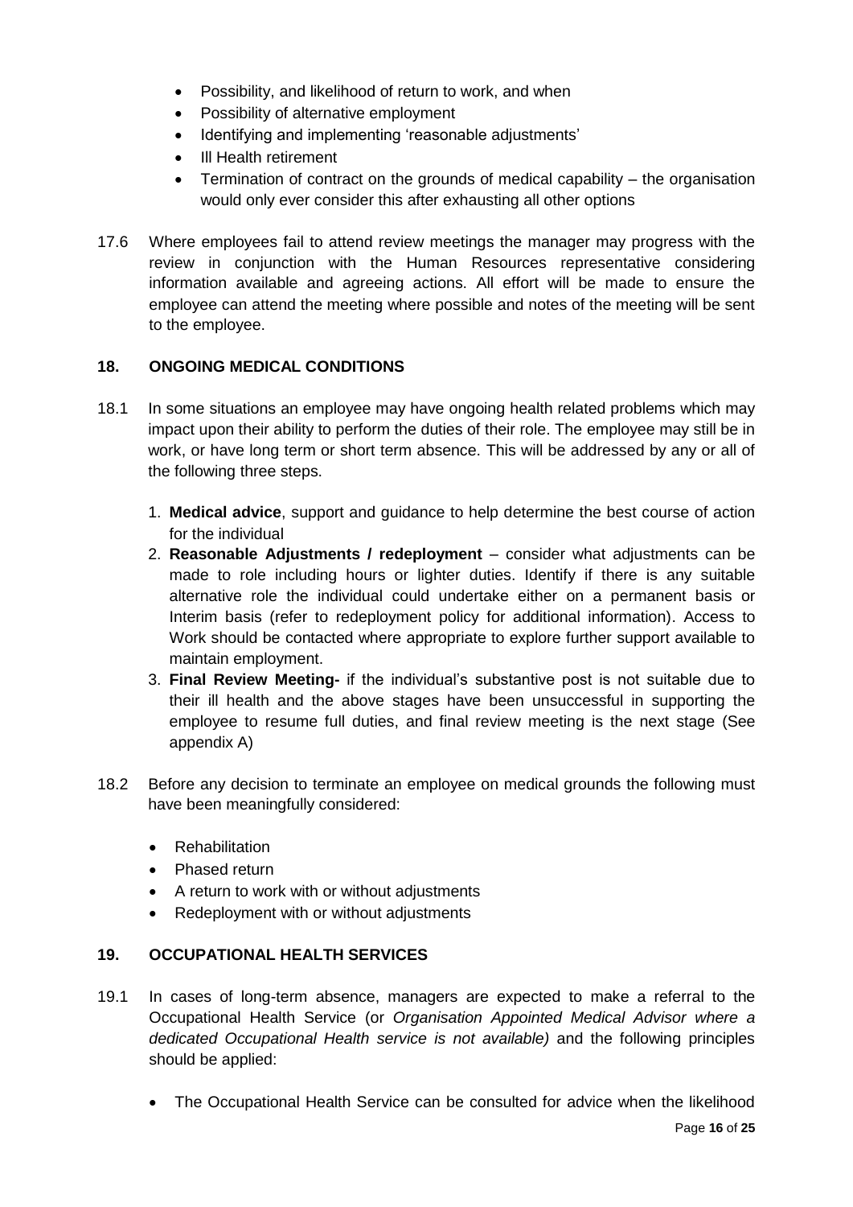- Possibility, and likelihood of return to work, and when
- Possibility of alternative employment
- Identifying and implementing 'reasonable adjustments'
- Ill Health retirement
- Termination of contract on the grounds of medical capability – the organisation would only ever consider this after exhausting all other options

17.6 Where employees fail to attend review meetings the manager may progress with the review in conjunction with the Human Resources representative considering information available and agreeing actions. All effort will be made to ensure the employee can attend the meeting where possible and notes of the meeting will be sent to the employee.

## 18. ONGOING MEDICAL CONDITIONS

18.1 In some situations an employee may have ongoing health related problems which may impact upon their ability to perform the duties of their role. The employee may still be in work, or have long term or short term absence. This will be addressed by any or all of the following three steps.

1. **Medical advice**, support and guidance to help determine the best course of action for the individual
2. **Reasonable Adjustments / redeployment** – consider what adjustments can be made to role including hours or lighter duties. Identify if there is any suitable alternative role the individual could undertake either on a permanent basis or Interim basis (refer to redeployment policy for additional information). Access to Work should be contacted where appropriate to explore further support available to maintain employment.
3. **Final Review Meeting-** if the individual's substantive post is not suitable due to their ill health and the above stages have been unsuccessful in supporting the employee to resume full duties, and final review meeting is the next stage (See appendix A)

18.2 Before any decision to terminate an employee on medical grounds the following must have been meaningfully considered:

- Rehabilitation
- Phased return
- A return to work with or without adjustments
- Redeployment with or without adjustments

## 19. OCCUPATIONAL HEALTH SERVICES

19.1 In cases of long-term absence, managers are expected to make a referral to the Occupational Health Service (or *Organisation Appointed Medical Advisor where a dedicated Occupational Health service is not available)* and the following principles should be applied:

- The Occupational Health Service can be consulted for advice when the likelihood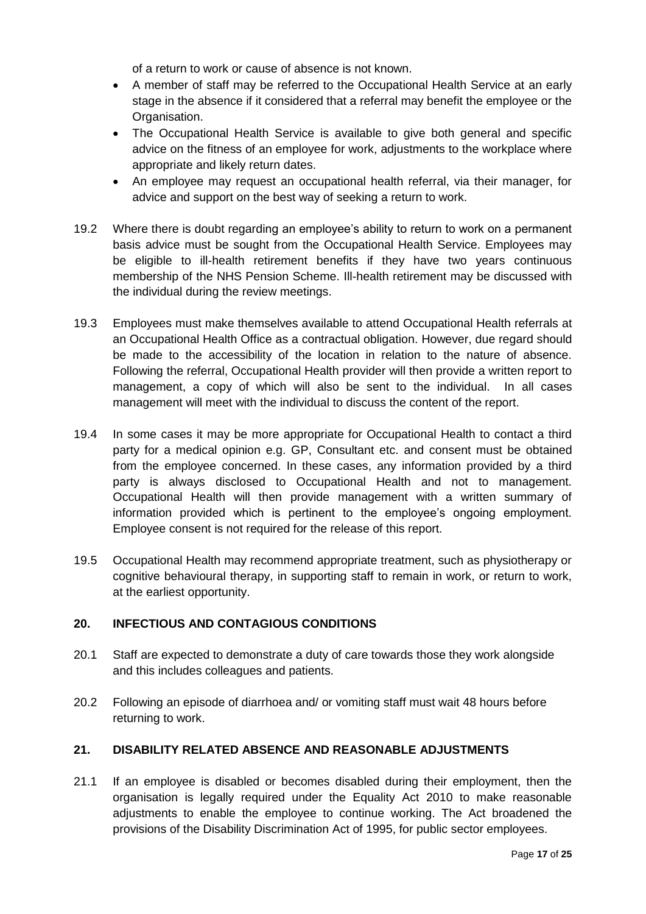of a return to work or cause of absence is not known.

- A member of staff may be referred to the Occupational Health Service at an early stage in the absence if it considered that a referral may benefit the employee or the Organisation.
- The Occupational Health Service is available to give both general and specific advice on the fitness of an employee for work, adjustments to the workplace where appropriate and likely return dates.
- An employee may request an occupational health referral, via their manager, for advice and support on the best way of seeking a return to work.

19.2 Where there is doubt regarding an employee's ability to return to work on a permanent basis advice must be sought from the Occupational Health Service. Employees may be eligible to ill-health retirement benefits if they have two years continuous membership of the NHS Pension Scheme. Ill-health retirement may be discussed with the individual during the review meetings.

19.3 Employees must make themselves available to attend Occupational Health referrals at an Occupational Health Office as a contractual obligation. However, due regard should be made to the accessibility of the location in relation to the nature of absence. Following the referral, Occupational Health provider will then provide a written report to management, a copy of which will also be sent to the individual. In all cases management will meet with the individual to discuss the content of the report.

19.4 In some cases it may be more appropriate for Occupational Health to contact a third party for a medical opinion e.g. GP, Consultant etc. and consent must be obtained from the employee concerned. In these cases, any information provided by a third party is always disclosed to Occupational Health and not to management. Occupational Health will then provide management with a written summary of information provided which is pertinent to the employee's ongoing employment. Employee consent is not required for the release of this report.

19.5 Occupational Health may recommend appropriate treatment, such as physiotherapy or cognitive behavioural therapy, in supporting staff to remain in work, or return to work, at the earliest opportunity.

## 20. INFECTIOUS AND CONTAGIOUS CONDITIONS

20.1 Staff are expected to demonstrate a duty of care towards those they work alongside and this includes colleagues and patients.

20.2 Following an episode of diarrhoea and/ or vomiting staff must wait 48 hours before returning to work.

## 21. DISABILITY RELATED ABSENCE AND REASONABLE ADJUSTMENTS

21.1 If an employee is disabled or becomes disabled during their employment, then the organisation is legally required under the Equality Act 2010 to make reasonable adjustments to enable the employee to continue working. The Act broadened the provisions of the Disability Discrimination Act of 1995, for public sector employees.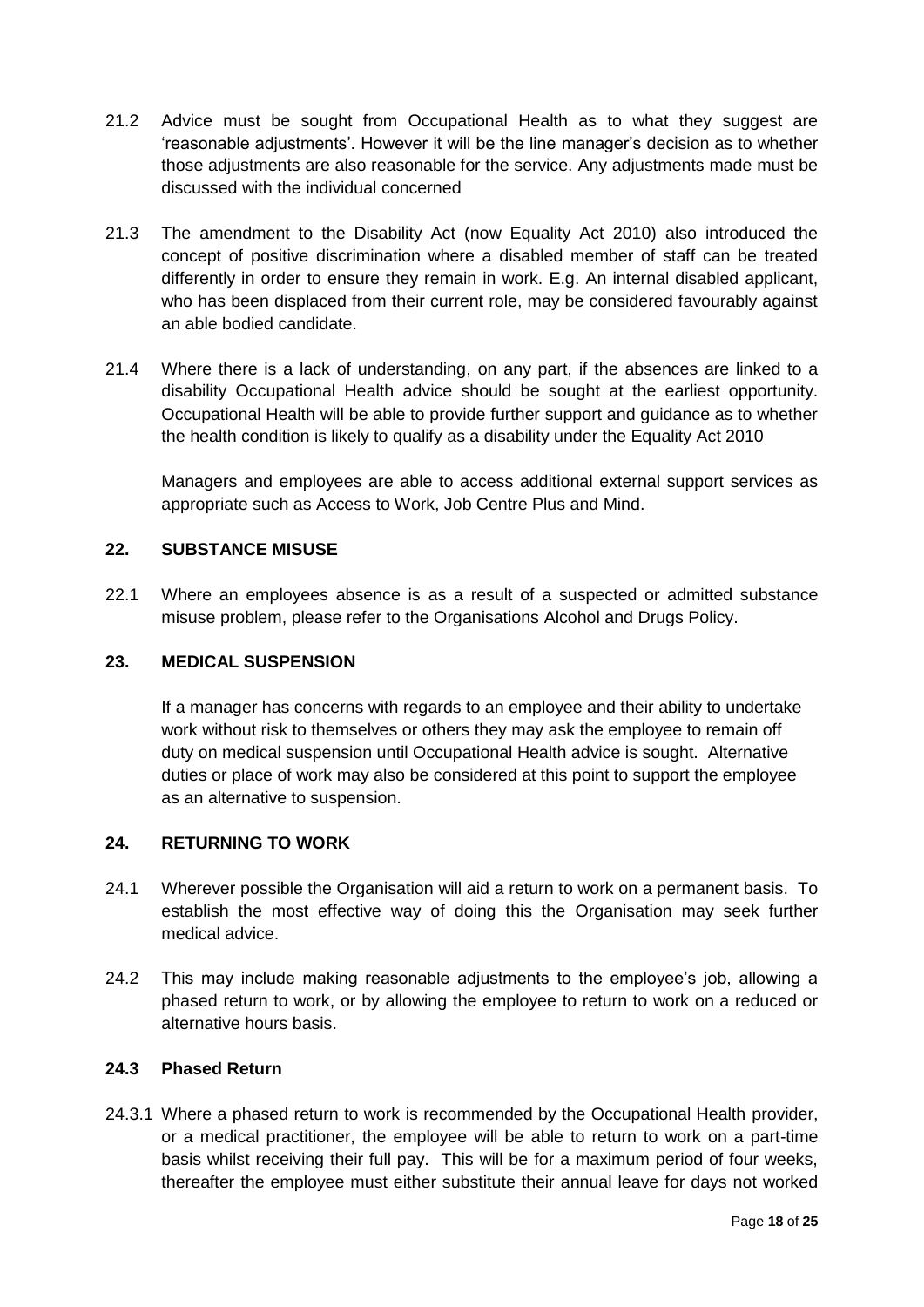21.2 Advice must be sought from Occupational Health as to what they suggest are 'reasonable adjustments'. However it will be the line manager's decision as to whether those adjustments are also reasonable for the service. Any adjustments made must be discussed with the individual concerned

21.3 The amendment to the Disability Act (now Equality Act 2010) also introduced the concept of positive discrimination where a disabled member of staff can be treated differently in order to ensure they remain in work. E.g. An internal disabled applicant, who has been displaced from their current role, may be considered favourably against an able bodied candidate.

21.4 Where there is a lack of understanding, on any part, if the absences are linked to a disability Occupational Health advice should be sought at the earliest opportunity. Occupational Health will be able to provide further support and guidance as to whether the health condition is likely to qualify as a disability under the Equality Act 2010

Managers and employees are able to access additional external support services as appropriate such as Access to Work, Job Centre Plus and Mind.

## 22. SUBSTANCE MISUSE

22.1 Where an employees absence is as a result of a suspected or admitted substance misuse problem, please refer to the Organisations Alcohol and Drugs Policy.

## 23. MEDICAL SUSPENSION

If a manager has concerns with regards to an employee and their ability to undertake work without risk to themselves or others they may ask the employee to remain off duty on medical suspension until Occupational Health advice is sought. Alternative duties or place of work may also be considered at this point to support the employee as an alternative to suspension.

## 24. RETURNING TO WORK

24.1 Wherever possible the Organisation will aid a return to work on a permanent basis. To establish the most effective way of doing this the Organisation may seek further medical advice.

24.2 This may include making reasonable adjustments to the employee's job, allowing a phased return to work, or by allowing the employee to return to work on a reduced or alternative hours basis.

### 24.3 Phased Return

24.3.1 Where a phased return to work is recommended by the Occupational Health provider, or a medical practitioner, the employee will be able to return to work on a part-time basis whilst receiving their full pay. This will be for a maximum period of four weeks, thereafter the employee must either substitute their annual leave for days not worked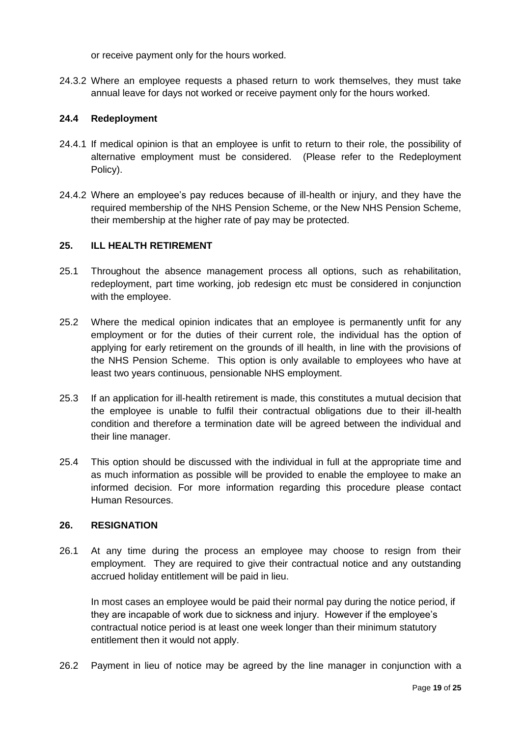or receive payment only for the hours worked.

24.3.2 Where an employee requests a phased return to work themselves, they must take annual leave for days not worked or receive payment only for the hours worked.

### 24.4 Redeployment

24.4.1 If medical opinion is that an employee is unfit to return to their role, the possibility of alternative employment must be considered. (Please refer to the Redeployment Policy).

24.4.2 Where an employee's pay reduces because of ill-health or injury, and they have the required membership of the NHS Pension Scheme, or the New NHS Pension Scheme, their membership at the higher rate of pay may be protected.

## 25. ILL HEALTH RETIREMENT

25.1 Throughout the absence management process all options, such as rehabilitation, redeployment, part time working, job redesign etc must be considered in conjunction with the employee.

25.2 Where the medical opinion indicates that an employee is permanently unfit for any employment or for the duties of their current role, the individual has the option of applying for early retirement on the grounds of ill health, in line with the provisions of the NHS Pension Scheme. This option is only available to employees who have at least two years continuous, pensionable NHS employment.

25.3 If an application for ill-health retirement is made, this constitutes a mutual decision that the employee is unable to fulfil their contractual obligations due to their ill-health condition and therefore a termination date will be agreed between the individual and their line manager.

25.4 This option should be discussed with the individual in full at the appropriate time and as much information as possible will be provided to enable the employee to make an informed decision. For more information regarding this procedure please contact Human Resources.

## 26. RESIGNATION

26.1 At any time during the process an employee may choose to resign from their employment. They are required to give their contractual notice and any outstanding accrued holiday entitlement will be paid in lieu.

In most cases an employee would be paid their normal pay during the notice period, if they are incapable of work due to sickness and injury. However if the employee's contractual notice period is at least one week longer than their minimum statutory entitlement then it would not apply.

26.2 Payment in lieu of notice may be agreed by the line manager in conjunction with a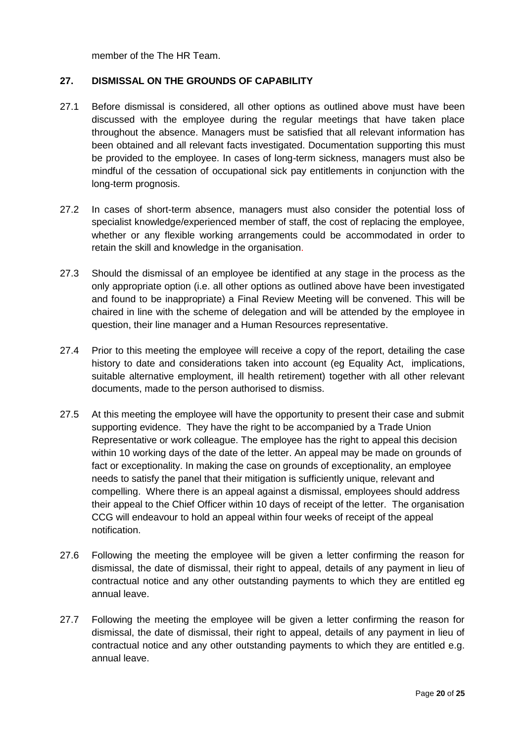member of the The HR Team.

## 27. DISMISSAL ON THE GROUNDS OF CAPABILITY

27.1 Before dismissal is considered, all other options as outlined above must have been discussed with the employee during the regular meetings that have taken place throughout the absence. Managers must be satisfied that all relevant information has been obtained and all relevant facts investigated. Documentation supporting this must be provided to the employee. In cases of long-term sickness, managers must also be mindful of the cessation of occupational sick pay entitlements in conjunction with the long-term prognosis.

27.2 In cases of short-term absence, managers must also consider the potential loss of specialist knowledge/experienced member of staff, the cost of replacing the employee, whether or any flexible working arrangements could be accommodated in order to retain the skill and knowledge in the organisation.

27.3 Should the dismissal of an employee be identified at any stage in the process as the only appropriate option (i.e. all other options as outlined above have been investigated and found to be inappropriate) a Final Review Meeting will be convened. This will be chaired in line with the scheme of delegation and will be attended by the employee in question, their line manager and a Human Resources representative.

27.4 Prior to this meeting the employee will receive a copy of the report, detailing the case history to date and considerations taken into account (eg Equality Act, implications, suitable alternative employment, ill health retirement) together with all other relevant documents, made to the person authorised to dismiss.

27.5 At this meeting the employee will have the opportunity to present their case and submit supporting evidence. They have the right to be accompanied by a Trade Union Representative or work colleague. The employee has the right to appeal this decision within 10 working days of the date of the letter. An appeal may be made on grounds of fact or exceptionality. In making the case on grounds of exceptionality, an employee needs to satisfy the panel that their mitigation is sufficiently unique, relevant and compelling. Where there is an appeal against a dismissal, employees should address their appeal to the Chief Officer within 10 days of receipt of the letter. The organisation CCG will endeavour to hold an appeal within four weeks of receipt of the appeal notification.

27.6 Following the meeting the employee will be given a letter confirming the reason for dismissal, the date of dismissal, their right to appeal, details of any payment in lieu of contractual notice and any other outstanding payments to which they are entitled eg annual leave.

27.7 Following the meeting the employee will be given a letter confirming the reason for dismissal, the date of dismissal, their right to appeal, details of any payment in lieu of contractual notice and any other outstanding payments to which they are entitled e.g. annual leave.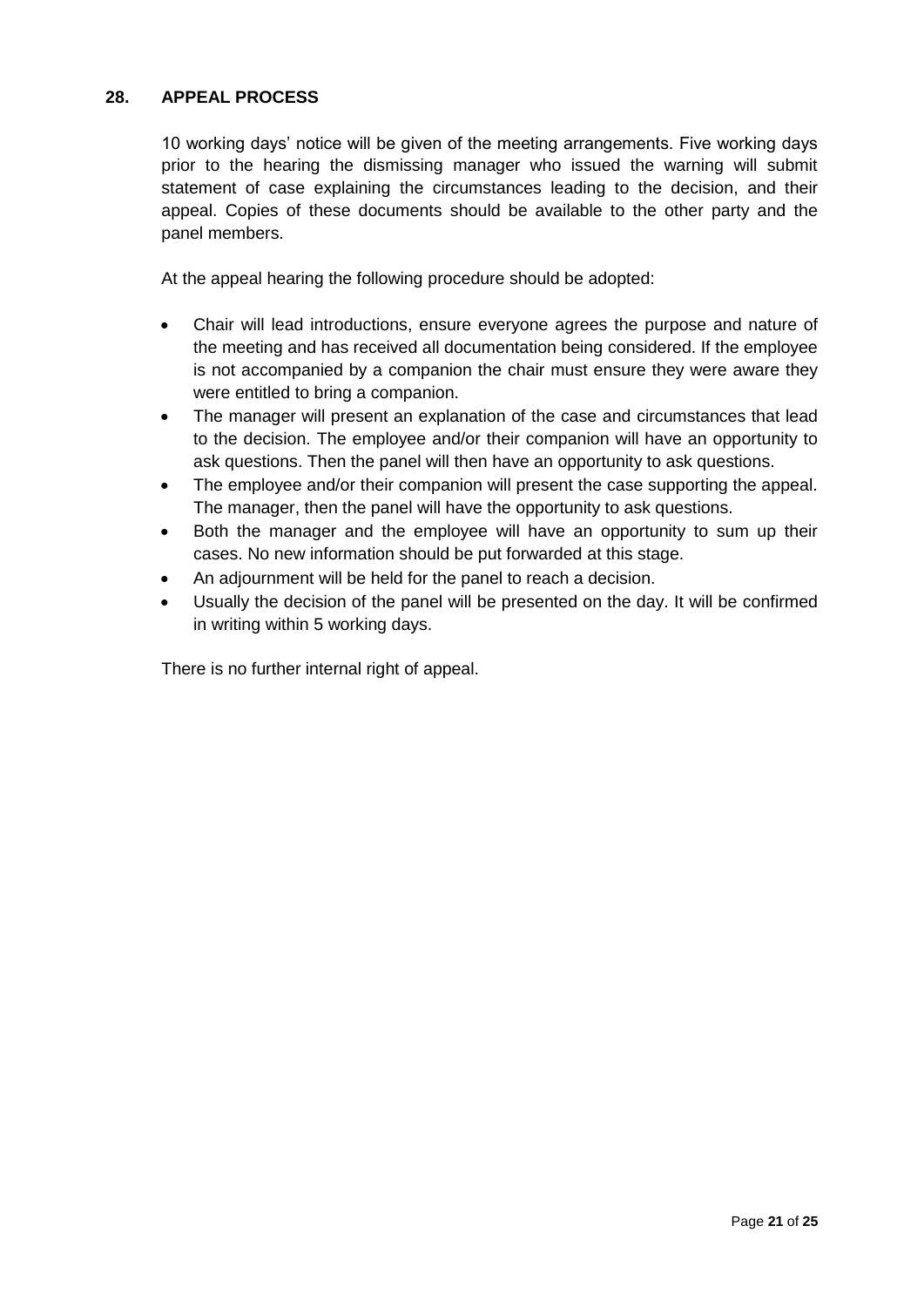## 28. APPEAL PROCESS

10 working days' notice will be given of the meeting arrangements. Five working days prior to the hearing the dismissing manager who issued the warning will submit statement of case explaining the circumstances leading to the decision, and their appeal. Copies of these documents should be available to the other party and the panel members.

At the appeal hearing the following procedure should be adopted:

- Chair will lead introductions, ensure everyone agrees the purpose and nature of the meeting and has received all documentation being considered. If the employee is not accompanied by a companion the chair must ensure they were aware they were entitled to bring a companion.
- The manager will present an explanation of the case and circumstances that lead to the decision. The employee and/or their companion will have an opportunity to ask questions. Then the panel will then have an opportunity to ask questions.
- The employee and/or their companion will present the case supporting the appeal. The manager, then the panel will have the opportunity to ask questions.
- Both the manager and the employee will have an opportunity to sum up their cases. No new information should be put forwarded at this stage.
- An adjournment will be held for the panel to reach a decision.
- Usually the decision of the panel will be presented on the day. It will be confirmed in writing within 5 working days.

There is no further internal right of appeal.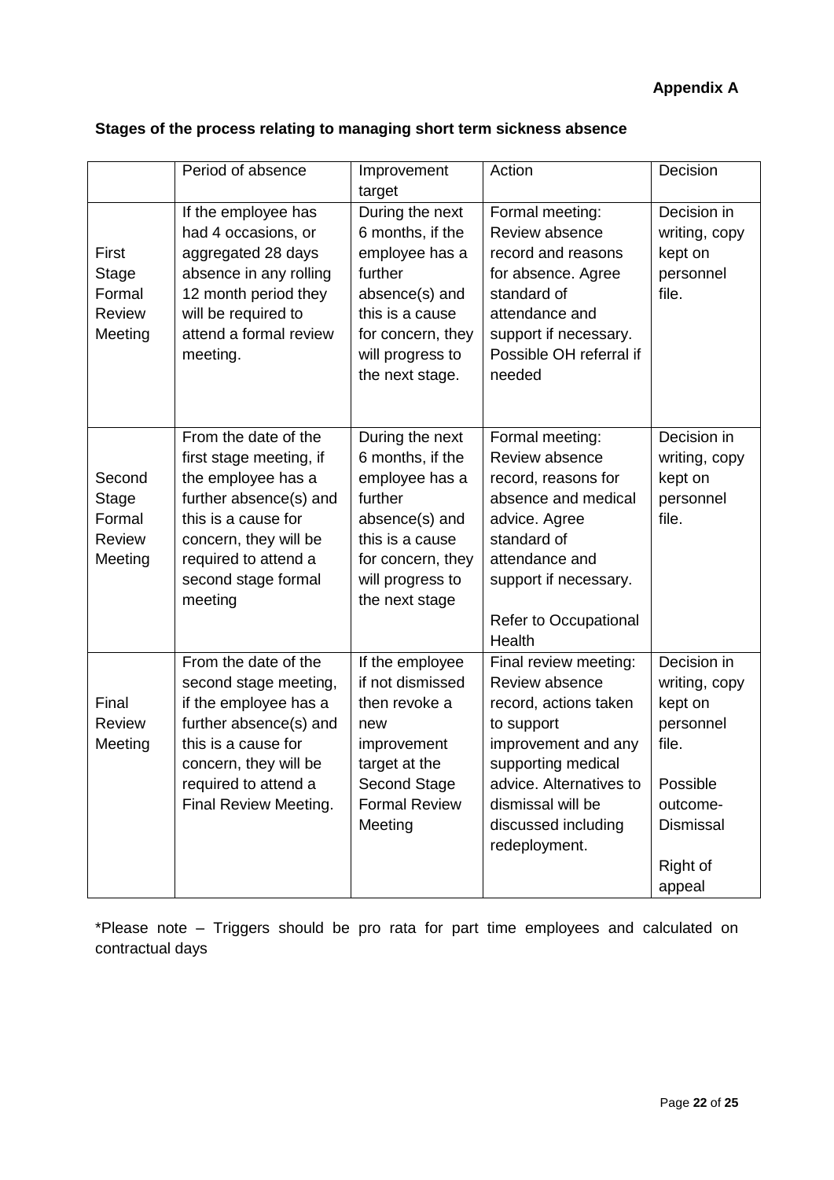**Appendix A**

**Stages of the process relating to managing short term sickness absence**

| | Period of absence | Improvement target | Action | Decision |
|---|---|---|---|---|
| First Stage Formal Review Meeting | If the employee has had 4 occasions, or aggregated 28 days absence in any rolling 12 month period they will be required to attend a formal review meeting. | During the next 6 months, if the employee has a further absence(s) and this is a cause for concern, they will progress to the next stage. | Formal meeting: Review absence record and reasons for absence. Agree standard of attendance and support if necessary. Possible OH referral if needed | Decision in writing, copy kept on personnel file. |
| Second Stage Formal Review Meeting | From the date of the first stage meeting, if the employee has a further absence(s) and this is a cause for concern, they will be required to attend a second stage formal meeting | During the next 6 months, if the employee has a further absence(s) and this is a cause for concern, they will progress to the next stage | Formal meeting: Review absence record, reasons for absence and medical advice. Agree standard of attendance and support if necessary. Refer to Occupational Health | Decision in writing, copy kept on personnel file. |
| Final Review Meeting | From the date of the second stage meeting, if the employee has a further absence(s) and this is a cause for concern, they will be required to attend a Final Review Meeting. | If the employee if not dismissed then revoke a new improvement target at the Second Stage Formal Review Meeting | Final review meeting: Review absence record, actions taken to support improvement and any supporting medical advice. Alternatives to dismissal will be discussed including redeployment. | Decision in writing, copy kept on personnel file. Possible outcome- Dismissal Right of appeal |

*Please note – Triggers should be pro rata for part time employees and calculated on contractual days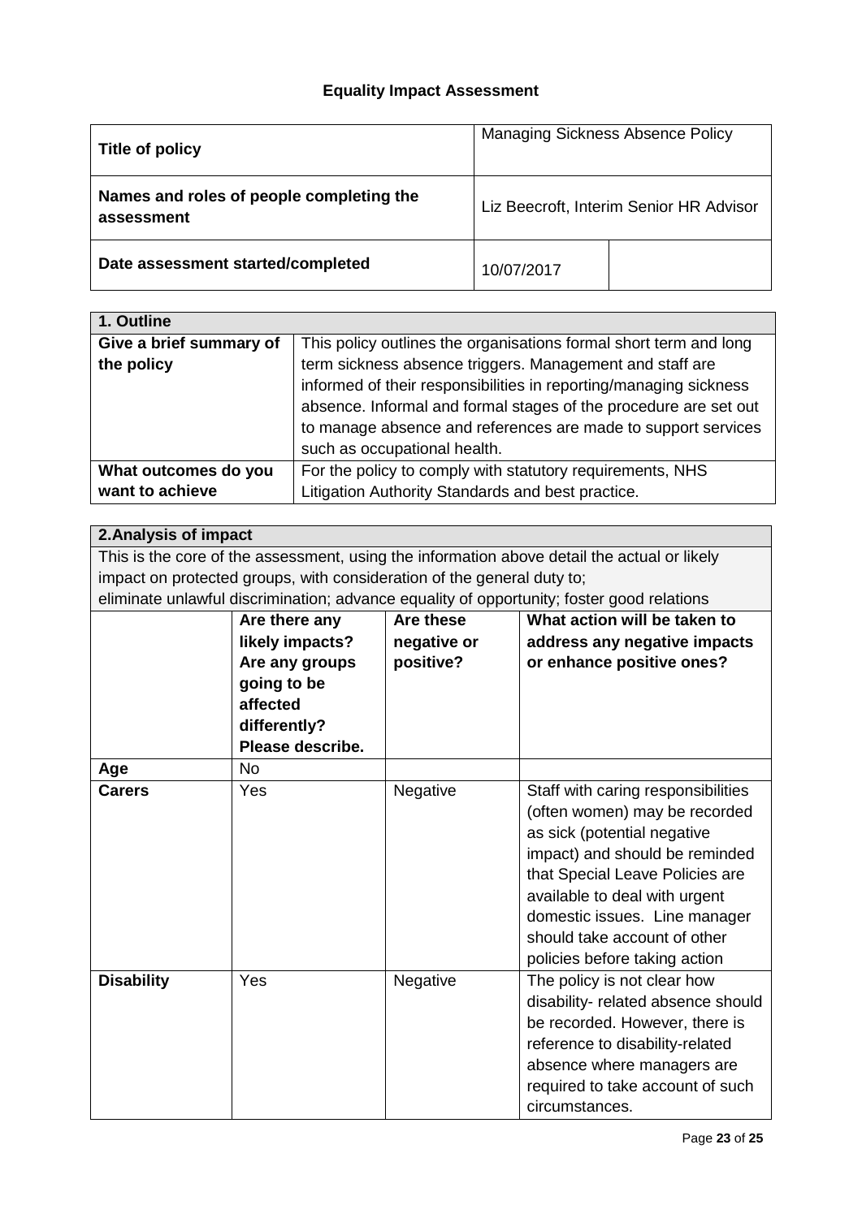**Equality Impact Assessment**

| **Title of policy** | Managing Sickness Absence Policy | |
|---|---|---|
| **Names and roles of people completing the assessment** | Liz Beecroft, Interim Senior HR Advisor | |
| **Date assessment started/completed** | 10/07/2017 | |

| **1. Outline** | |
|---|---|
| **Give a brief summary of the policy** | This policy outlines the organisations formal short term and long term sickness absence triggers. Management and staff are informed of their responsibilities in reporting/managing sickness absence. Informal and formal stages of the procedure are set out to manage absence and references are made to support services such as occupational health. |
| **What outcomes do you want to achieve** | For the policy to comply with statutory requirements, NHS Litigation Authority Standards and best practice. |

**2. Analysis of impact**

This is the core of the assessment, using the information above detail the actual or likely impact on protected groups, with consideration of the general duty to; eliminate unlawful discrimination; advance equality of opportunity; foster good relations

| | **Are there any likely impacts? Are any groups going to be affected differently? Please describe.** | **Are these negative or positive?** | **What action will be taken to address any negative impacts or enhance positive ones?** |
|---|---|---|---|
| **Age** | No | | |
| **Carers** | Yes | Negative | Staff with caring responsibilities (often women) may be recorded as sick (potential negative impact) and should be reminded that Special Leave Policies are available to deal with urgent domestic issues. Line manager should take account of other policies before taking action |
| **Disability** | Yes | Negative | The policy is not clear how disability- related absence should be recorded. However, there is reference to disability-related absence where managers are required to take account of such circumstances. |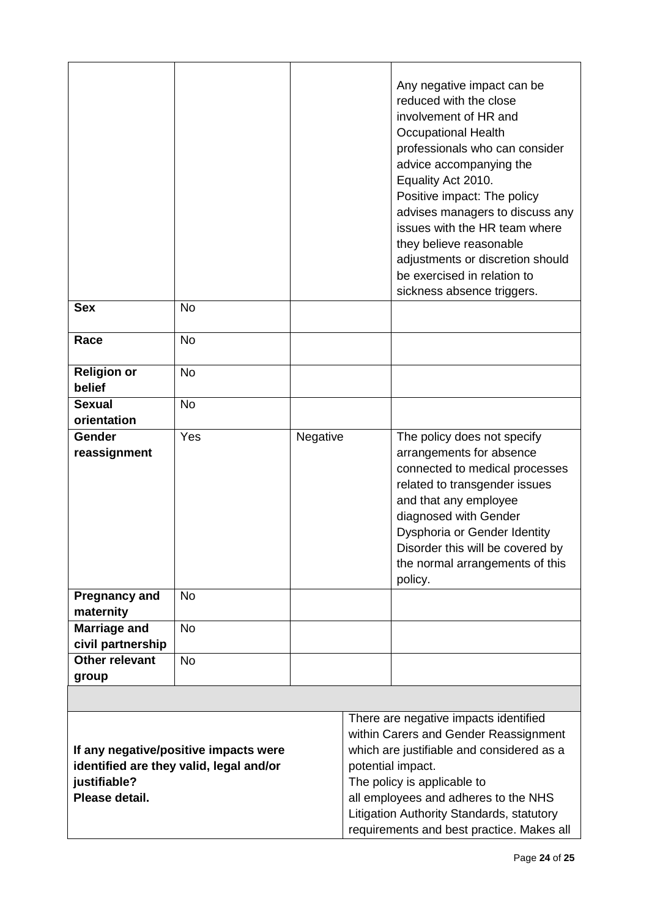| | | | |
|---|---|---|---|
| | | | Any negative impact can be reduced with the close involvement of HR and Occupational Health professionals who can consider advice accompanying the Equality Act 2010. Positive impact: The policy advises managers to discuss any issues with the HR team where they believe reasonable adjustments or discretion should be exercised in relation to sickness absence triggers. |
| **Sex** | No | | |
| **Race** | No | | |
| **Religion or belief** | No | | |
| **Sexual orientation** | No | | |
| **Gender reassignment** | Yes | Negative | The policy does not specify arrangements for absence connected to medical processes related to transgender issues and that any employee diagnosed with Gender Dysphoria or Gender Identity Disorder this will be covered by the normal arrangements of this policy. |
| **Pregnancy and maternity** | No | | |
| **Marriage and civil partnership** | No | | |
| **Other relevant group** | No | | |

| | |
|---|---|
| **If any negative/positive impacts were identified are they valid, legal and/or justifiable? Please detail.** | There are negative impacts identified within Carers and Gender Reassignment which are justifiable and considered as a potential impact. The policy is applicable to all employees and adheres to the NHS Litigation Authority Standards, statutory requirements and best practice. Makes all |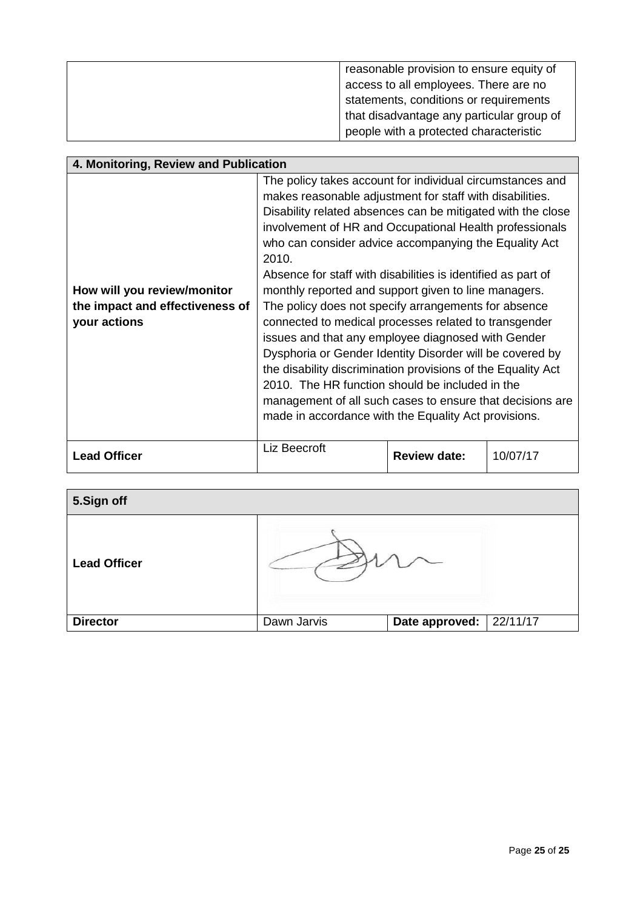| | |
|---|---|
| | reasonable provision to ensure equity of access to all employees. There are no statements, conditions or requirements that disadvantage any particular group of people with a protected characteristic |

| 4. Monitoring, Review and Publication | | | |
|---|---|---|---|
| **How will you review/monitor the impact and effectiveness of your actions** | The policy takes account for individual circumstances and makes reasonable adjustment for staff with disabilities. Disability related absences can be mitigated with the close involvement of HR and Occupational Health professionals who can consider advice accompanying the Equality Act 2010. Absence for staff with disabilities is identified as part of monthly reported and support given to line managers. The policy does not specify arrangements for absence connected to medical processes related to transgender issues and that any employee diagnosed with Gender Dysphoria or Gender Identity Disorder will be covered by the disability discrimination provisions of the Equality Act 2010. The HR function should be included in the management of all such cases to ensure that decisions are made in accordance with the Equality Act provisions. | | |
| **Lead Officer** | Liz Beecroft | **Review date:** | 10/07/17 |

| 5.Sign off | | | |
|---|---|---|---|
| **Lead Officer** | | | |
| **Director** | Dawn Jarvis | **Date approved:** | 22/11/17 |